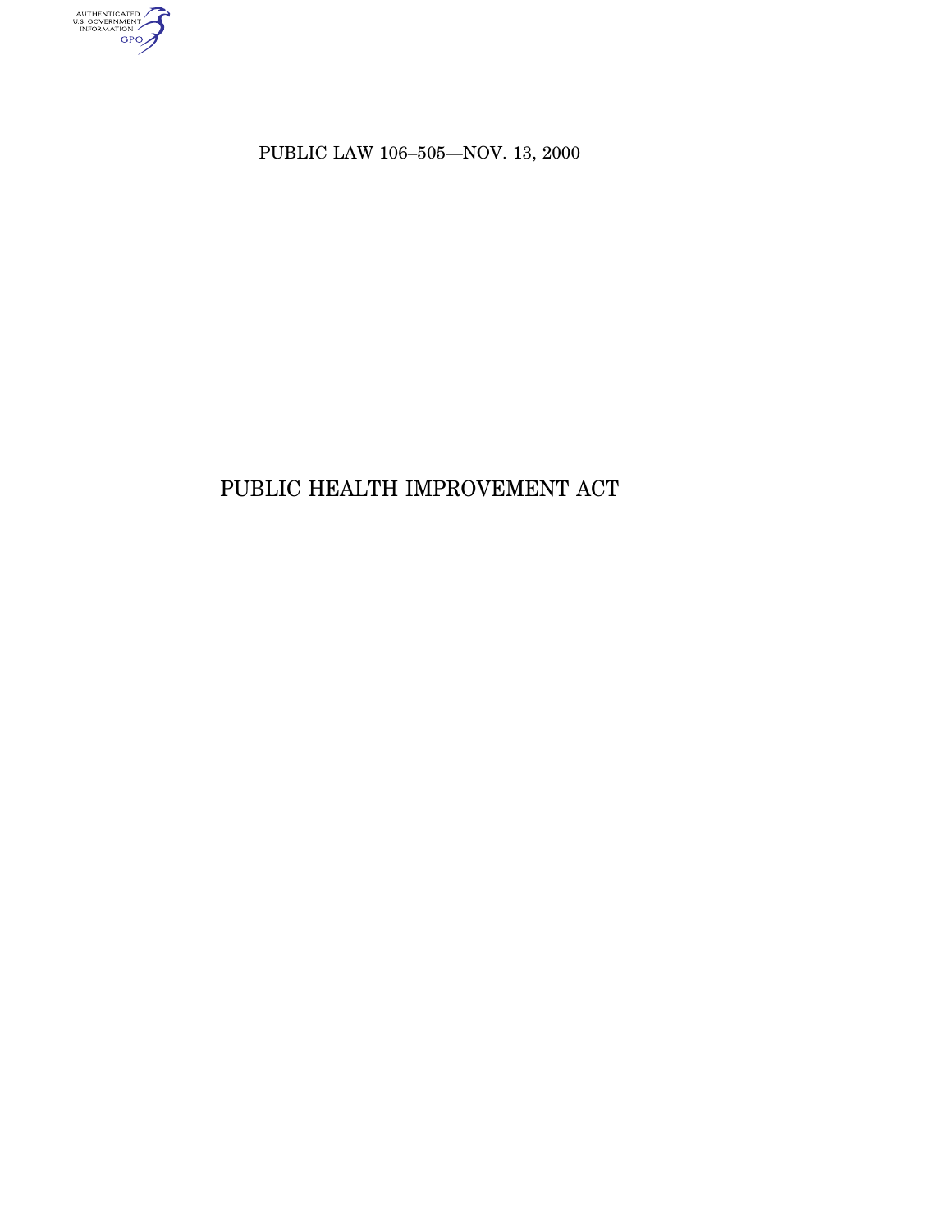PUBLIC LAW 106–505—NOV. 13, 2000

# PUBLIC HEALTH IMPROVEMENT ACT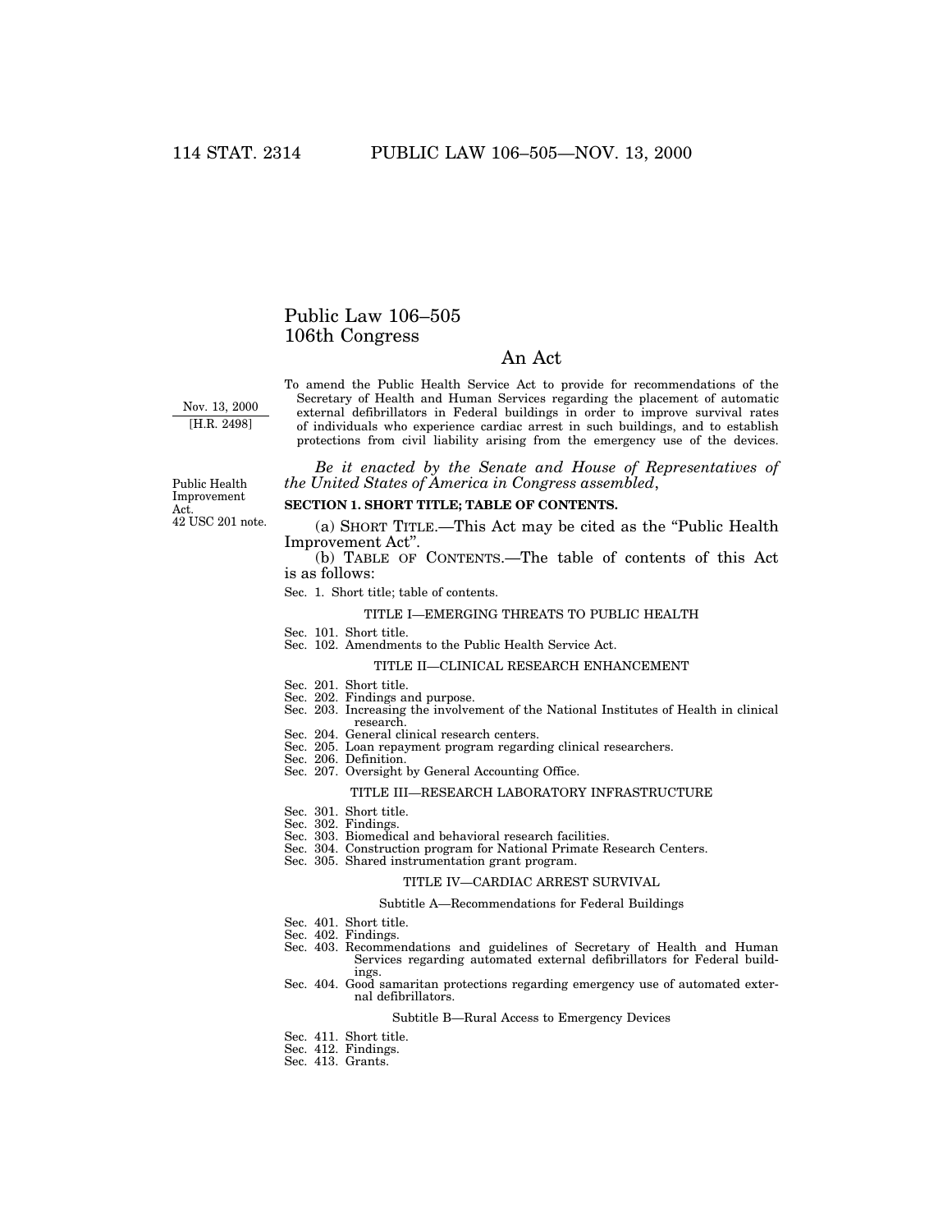# Public Law 106–505
# 106th Congress

## An Act

Nov. 13, 2000
[H.R. 2498]

To amend the Public Health Service Act to provide for recommendations of the Secretary of Health and Human Services regarding the placement of automatic external defibrillators in Federal buildings in order to improve survival rates of individuals who experience cardiac arrest in such buildings, and to establish protections from civil liability arising from the emergency use of the devices.

*Be it enacted by the Senate and House of Representatives of the United States of America in Congress assembled*,

Public Health Improvement Act.
42 USC 201 note.

**SECTION 1. SHORT TITLE; TABLE OF CONTENTS.**

(a) SHORT TITLE.—This Act may be cited as the "Public Health Improvement Act".

(b) TABLE OF CONTENTS.—The table of contents of this Act is as follows:

Sec. 1. Short title; table of contents.

TITLE I—EMERGING THREATS TO PUBLIC HEALTH

Sec. 101. Short title.
Sec. 102. Amendments to the Public Health Service Act.

TITLE II—CLINICAL RESEARCH ENHANCEMENT

Sec. 201. Short title.
Sec. 202. Findings and purpose.
Sec. 203. Increasing the involvement of the National Institutes of Health in clinical research.
Sec. 204. General clinical research centers.
Sec. 205. Loan repayment program regarding clinical researchers.
Sec. 206. Definition.
Sec. 207. Oversight by General Accounting Office.

TITLE III—RESEARCH LABORATORY INFRASTRUCTURE

Sec. 301. Short title.
Sec. 302. Findings.
Sec. 303. Biomedical and behavioral research facilities.
Sec. 304. Construction program for National Primate Research Centers.
Sec. 305. Shared instrumentation grant program.

TITLE IV—CARDIAC ARREST SURVIVAL

Subtitle A—Recommendations for Federal Buildings

Sec. 401. Short title.
Sec. 402. Findings.
Sec. 403. Recommendations and guidelines of Secretary of Health and Human Services regarding automated external defibrillators for Federal buildings.
Sec. 404. Good samaritan protections regarding emergency use of automated external defibrillators.

Subtitle B—Rural Access to Emergency Devices

Sec. 411. Short title.
Sec. 412. Findings.
Sec. 413. Grants.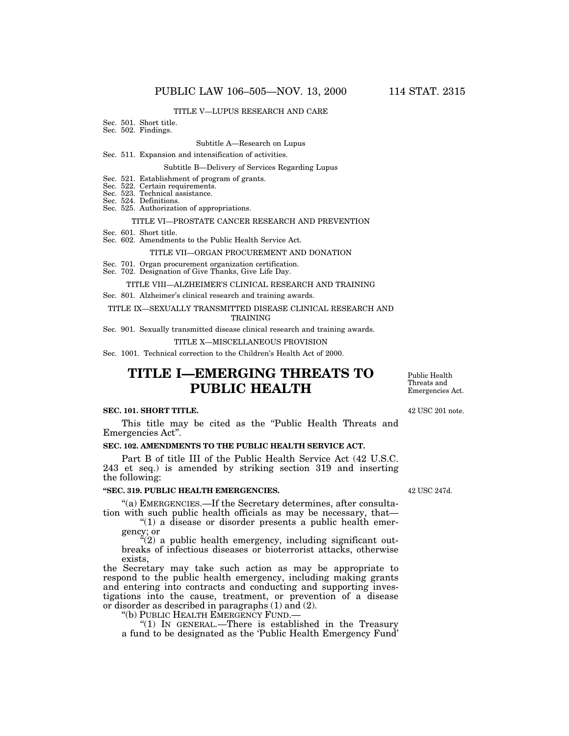TITLE V—LUPUS RESEARCH AND CARE

Sec. 501. Short title.
Sec. 502. Findings.

Subtitle A—Research on Lupus

Sec. 511. Expansion and intensification of activities.

Subtitle B—Delivery of Services Regarding Lupus

Sec. 521. Establishment of program of grants.
Sec. 522. Certain requirements.
Sec. 523. Technical assistance.
Sec. 524. Definitions.
Sec. 525. Authorization of appropriations.

TITLE VI—PROSTATE CANCER RESEARCH AND PREVENTION

Sec. 601. Short title.
Sec. 602. Amendments to the Public Health Service Act.

TITLE VII—ORGAN PROCUREMENT AND DONATION

Sec. 701. Organ procurement organization certification.
Sec. 702. Designation of Give Thanks, Give Life Day.

TITLE VIII—ALZHEIMER'S CLINICAL RESEARCH AND TRAINING

Sec. 801. Alzheimer's clinical research and training awards.

TITLE IX—SEXUALLY TRANSMITTED DISEASE CLINICAL RESEARCH AND TRAINING

Sec. 901. Sexually transmitted disease clinical research and training awards.

TITLE X—MISCELLANEOUS PROVISION

Sec. 1001. Technical correction to the Children's Health Act of 2000.

# TITLE I—EMERGING THREATS TO PUBLIC HEALTH

Public Health Threats and Emergencies Act.

42 USC 201 note.

**SEC. 101. SHORT TITLE.**

This title may be cited as the "Public Health Threats and Emergencies Act".

**SEC. 102. AMENDMENTS TO THE PUBLIC HEALTH SERVICE ACT.**

Part B of title III of the Public Health Service Act (42 U.S.C. 243 et seq.) is amended by striking section 319 and inserting the following:

42 USC 247d.

**"SEC. 319. PUBLIC HEALTH EMERGENCIES.**

"(a) EMERGENCIES.—If the Secretary determines, after consultation with such public health officials as may be necessary, that—

"(1) a disease or disorder presents a public health emergency; or

"(2) a public health emergency, including significant outbreaks of infectious diseases or bioterrorist attacks, otherwise exists,

the Secretary may take such action as may be appropriate to respond to the public health emergency, including making grants and entering into contracts and conducting and supporting investigations into the cause, treatment, or prevention of a disease or disorder as described in paragraphs (1) and (2).

"(b) PUBLIC HEALTH EMERGENCY FUND.—

"(1) IN GENERAL.—There is established in the Treasury a fund to be designated as the 'Public Health Emergency Fund'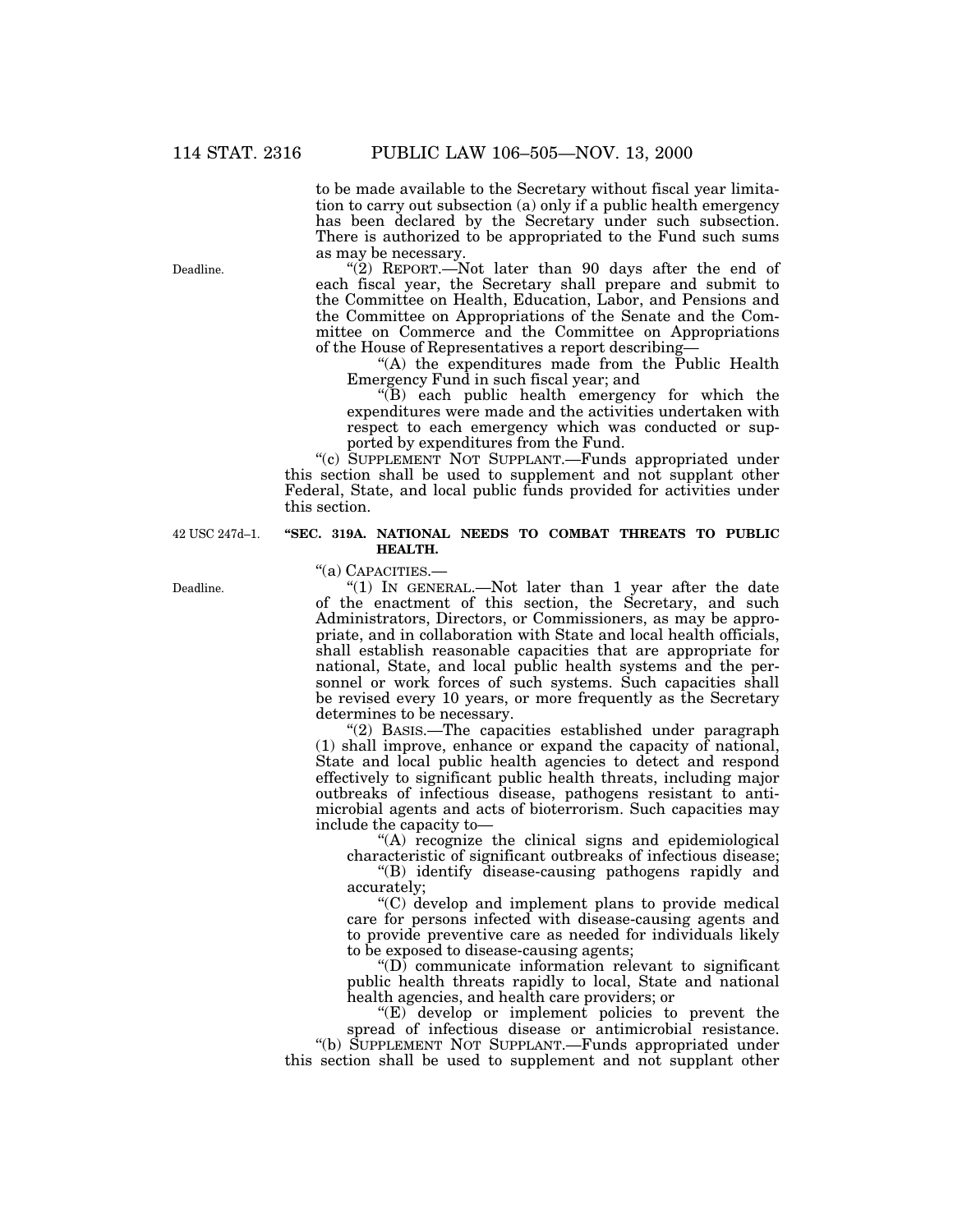to be made available to the Secretary without fiscal year limitation to carry out subsection (a) only if a public health emergency has been declared by the Secretary under such subsection. There is authorized to be appropriated to the Fund such sums as may be necessary.

Deadline.

"(2) REPORT.—Not later than 90 days after the end of each fiscal year, the Secretary shall prepare and submit to the Committee on Health, Education, Labor, and Pensions and the Committee on Appropriations of the Senate and the Committee on Commerce and the Committee on Appropriations of the House of Representatives a report describing—

"(A) the expenditures made from the Public Health Emergency Fund in such fiscal year; and

"(B) each public health emergency for which the expenditures were made and the activities undertaken with respect to each emergency which was conducted or supported by expenditures from the Fund.

"(c) SUPPLEMENT NOT SUPPLANT.—Funds appropriated under this section shall be used to supplement and not supplant other Federal, State, and local public funds provided for activities under this section.

42 USC 247d–1.

**"SEC. 319A. NATIONAL NEEDS TO COMBAT THREATS TO PUBLIC HEALTH.**

"(a) CAPACITIES.—

Deadline.

"(1) IN GENERAL.—Not later than 1 year after the date of the enactment of this section, the Secretary, and such Administrators, Directors, or Commissioners, as may be appropriate, and in collaboration with State and local health officials, shall establish reasonable capacities that are appropriate for national, State, and local public health systems and the personnel or work forces of such systems. Such capacities shall be revised every 10 years, or more frequently as the Secretary determines to be necessary.

"(2) BASIS.—The capacities established under paragraph (1) shall improve, enhance or expand the capacity of national, State and local public health agencies to detect and respond effectively to significant public health threats, including major outbreaks of infectious disease, pathogens resistant to antimicrobial agents and acts of bioterrorism. Such capacities may include the capacity to—

"(A) recognize the clinical signs and epidemiological characteristic of significant outbreaks of infectious disease;

"(B) identify disease-causing pathogens rapidly and accurately;

"(C) develop and implement plans to provide medical care for persons infected with disease-causing agents and to provide preventive care as needed for individuals likely to be exposed to disease-causing agents;

"(D) communicate information relevant to significant public health threats rapidly to local, State and national health agencies, and health care providers; or

"(E) develop or implement policies to prevent the spread of infectious disease or antimicrobial resistance.

"(b) SUPPLEMENT NOT SUPPLANT.—Funds appropriated under this section shall be used to supplement and not supplant other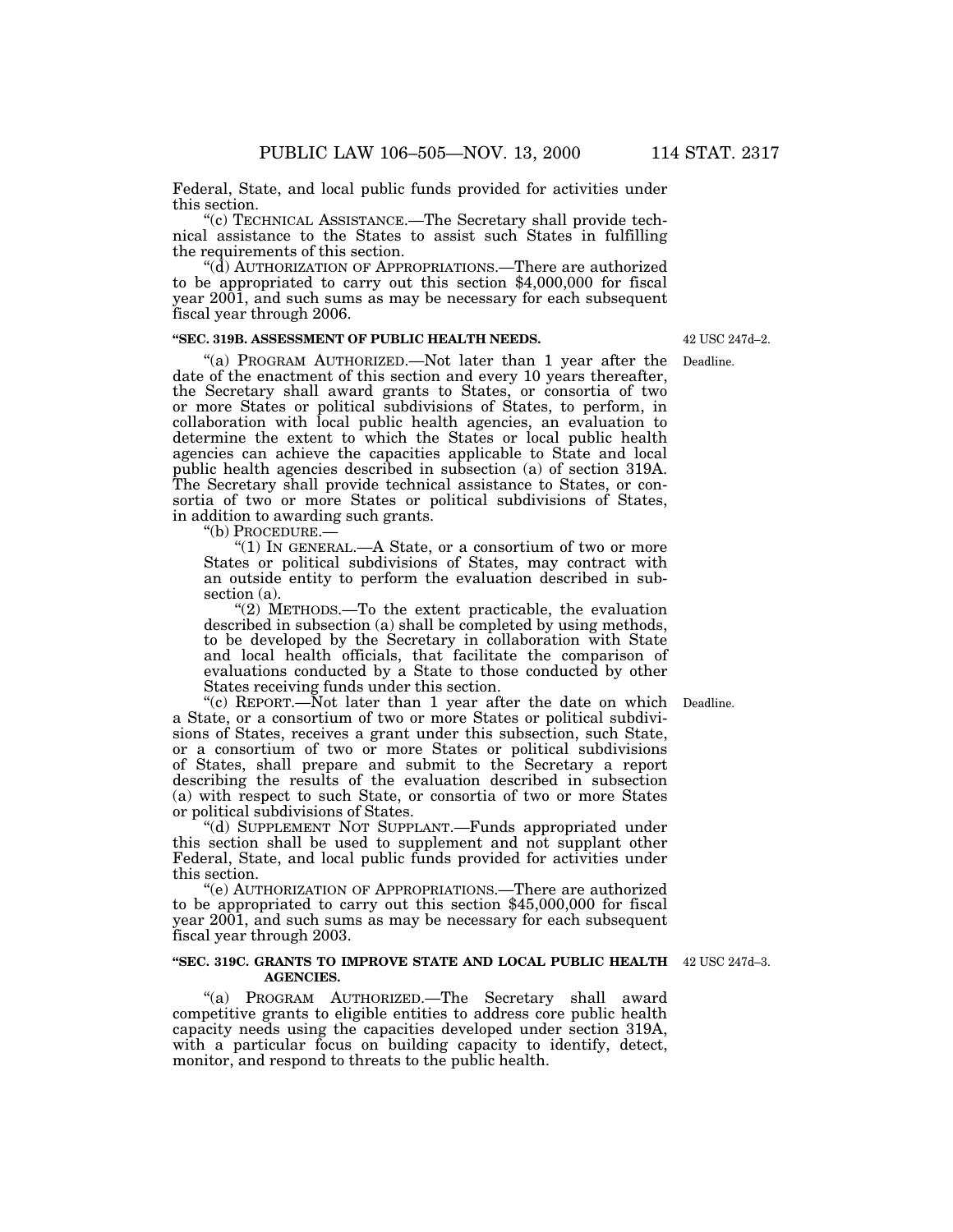Federal, State, and local public funds provided for activities under this section.

"(c) TECHNICAL ASSISTANCE.—The Secretary shall provide technical assistance to the States to assist such States in fulfilling the requirements of this section.

"(d) AUTHORIZATION OF APPROPRIATIONS.—There are authorized to be appropriated to carry out this section $4,000,000 for fiscal year 2001, and such sums as may be necessary for each subsequent fiscal year through 2006.

**"SEC. 319B. ASSESSMENT OF PUBLIC HEALTH NEEDS.**

42 USC 247d–2.

Deadline.

"(a) PROGRAM AUTHORIZED.—Not later than 1 year after the date of the enactment of this section and every 10 years thereafter, the Secretary shall award grants to States, or consortia of two or more States or political subdivisions of States, to perform, in collaboration with local public health agencies, an evaluation to determine the extent to which the States or local public health agencies can achieve the capacities applicable to State and local public health agencies described in subsection (a) of section 319A. The Secretary shall provide technical assistance to States, or consortia of two or more States or political subdivisions of States, in addition to awarding such grants.

"(b) PROCEDURE.—

"(1) IN GENERAL.—A State, or a consortium of two or more States or political subdivisions of States, may contract with an outside entity to perform the evaluation described in subsection (a).

"(2) METHODS.—To the extent practicable, the evaluation described in subsection (a) shall be completed by using methods, to be developed by the Secretary in collaboration with State and local health officials, that facilitate the comparison of evaluations conducted by a State to those conducted by other States receiving funds under this section.

Deadline.

"(c) REPORT.—Not later than 1 year after the date on which a State, or a consortium of two or more States or political subdivisions of States, receives a grant under this subsection, such State, or a consortium of two or more States or political subdivisions of States, shall prepare and submit to the Secretary a report describing the results of the evaluation described in subsection (a) with respect to such State, or consortia of two or more States or political subdivisions of States.

"(d) SUPPLEMENT NOT SUPPLANT.—Funds appropriated under this section shall be used to supplement and not supplant other Federal, State, and local public funds provided for activities under this section.

"(e) AUTHORIZATION OF APPROPRIATIONS.—There are authorized to be appropriated to carry out this section $45,000,000 for fiscal year 2001, and such sums as may be necessary for each subsequent fiscal year through 2003.

**"SEC. 319C. GRANTS TO IMPROVE STATE AND LOCAL PUBLIC HEALTH AGENCIES.**

42 USC 247d–3.

"(a) PROGRAM AUTHORIZED.—The Secretary shall award competitive grants to eligible entities to address core public health capacity needs using the capacities developed under section 319A, with a particular focus on building capacity to identify, detect, monitor, and respond to threats to the public health.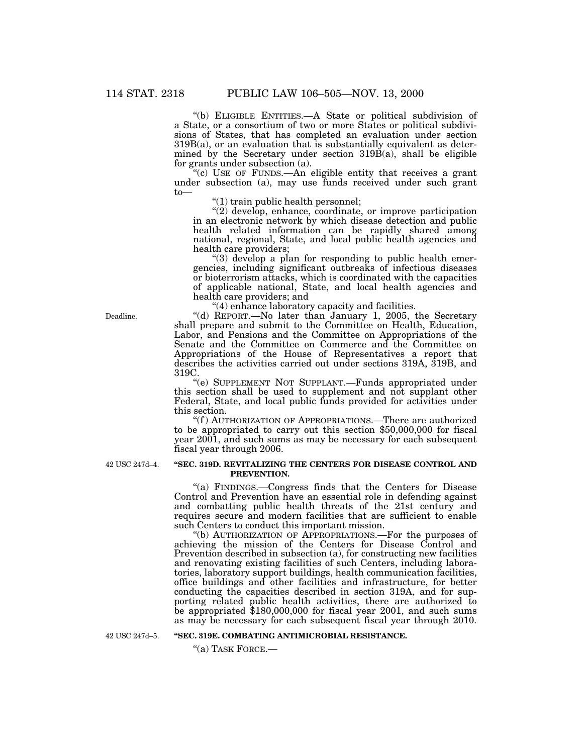"(b) ELIGIBLE ENTITIES.—A State or political subdivision of a State, or a consortium of two or more States or political subdivisions of States, that has completed an evaluation under section 319B(a), or an evaluation that is substantially equivalent as determined by the Secretary under section 319B(a), shall be eligible for grants under subsection (a).

"(c) USE OF FUNDS.—An eligible entity that receives a grant under subsection (a), may use funds received under such grant to—

"(1) train public health personnel;

"(2) develop, enhance, coordinate, or improve participation in an electronic network by which disease detection and public health related information can be rapidly shared among national, regional, State, and local public health agencies and health care providers;

"(3) develop a plan for responding to public health emergencies, including significant outbreaks of infectious diseases or bioterrorism attacks, which is coordinated with the capacities of applicable national, State, and local health agencies and health care providers; and

"(4) enhance laboratory capacity and facilities.

Deadline.

"(d) REPORT.—No later than January 1, 2005, the Secretary shall prepare and submit to the Committee on Health, Education, Labor, and Pensions and the Committee on Appropriations of the Senate and the Committee on Commerce and the Committee on Appropriations of the House of Representatives a report that describes the activities carried out under sections 319A, 319B, and 319C.

"(e) SUPPLEMENT NOT SUPPLANT.—Funds appropriated under this section shall be used to supplement and not supplant other Federal, State, and local public funds provided for activities under this section.

"(f) AUTHORIZATION OF APPROPRIATIONS.—There are authorized to be appropriated to carry out this section $50,000,000 for fiscal year 2001, and such sums as may be necessary for each subsequent fiscal year through 2006.

42 USC 247d–4.

**"SEC. 319D. REVITALIZING THE CENTERS FOR DISEASE CONTROL AND PREVENTION.**

"(a) FINDINGS.—Congress finds that the Centers for Disease Control and Prevention have an essential role in defending against and combatting public health threats of the 21st century and requires secure and modern facilities that are sufficient to enable such Centers to conduct this important mission.

"(b) AUTHORIZATION OF APPROPRIATIONS.—For the purposes of achieving the mission of the Centers for Disease Control and Prevention described in subsection (a), for constructing new facilities and renovating existing facilities of such Centers, including laboratories, laboratory support buildings, health communication facilities, office buildings and other facilities and infrastructure, for better conducting the capacities described in section 319A, and for supporting related public health activities, there are authorized to be appropriated $180,000,000 for fiscal year 2001, and such sums as may be necessary for each subsequent fiscal year through 2010.

42 USC 247d–5.

**"SEC. 319E. COMBATING ANTIMICROBIAL RESISTANCE.**

"(a) TASK FORCE.—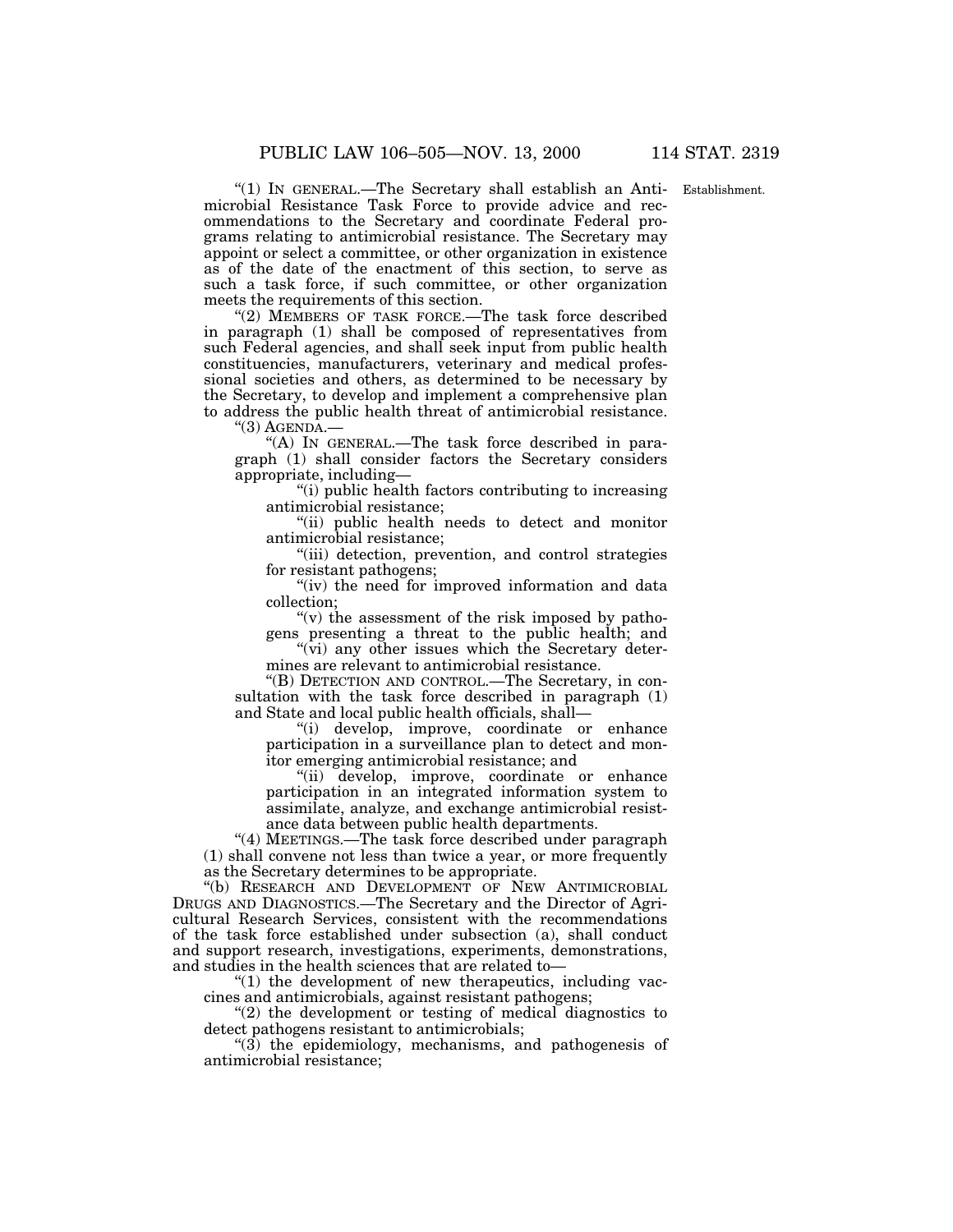"(1) IN GENERAL.—The Secretary shall establish an Antimicrobial Resistance Task Force to provide advice and recommendations to the Secretary and coordinate Federal programs relating to antimicrobial resistance. The Secretary may appoint or select a committee, or other organization in existence as of the date of the enactment of this section, to serve as such a task force, if such committee, or other organization meets the requirements of this section.

Establishment.

"(2) MEMBERS OF TASK FORCE.—The task force described in paragraph (1) shall be composed of representatives from such Federal agencies, and shall seek input from public health constituencies, manufacturers, veterinary and medical professional societies and others, as determined to be necessary by the Secretary, to develop and implement a comprehensive plan to address the public health threat of antimicrobial resistance.

"(3) AGENDA.—

"(A) IN GENERAL.—The task force described in paragraph (1) shall consider factors the Secretary considers appropriate, including—

"(i) public health factors contributing to increasing antimicrobial resistance;

"(ii) public health needs to detect and monitor antimicrobial resistance;

"(iii) detection, prevention, and control strategies for resistant pathogens;

"(iv) the need for improved information and data collection;

"(v) the assessment of the risk imposed by pathogens presenting a threat to the public health; and

"(vi) any other issues which the Secretary determines are relevant to antimicrobial resistance.

"(B) DETECTION AND CONTROL.—The Secretary, in consultation with the task force described in paragraph (1) and State and local public health officials, shall—

"(i) develop, improve, coordinate or enhance participation in a surveillance plan to detect and monitor emerging antimicrobial resistance; and

"(ii) develop, improve, coordinate or enhance participation in an integrated information system to assimilate, analyze, and exchange antimicrobial resistance data between public health departments.

"(4) MEETINGS.—The task force described under paragraph (1) shall convene not less than twice a year, or more frequently as the Secretary determines to be appropriate.

"(b) RESEARCH AND DEVELOPMENT OF NEW ANTIMICROBIAL DRUGS AND DIAGNOSTICS.—The Secretary and the Director of Agricultural Research Services, consistent with the recommendations of the task force established under subsection (a), shall conduct and support research, investigations, experiments, demonstrations, and studies in the health sciences that are related to—

"(1) the development of new therapeutics, including vaccines and antimicrobials, against resistant pathogens;

"(2) the development or testing of medical diagnostics to detect pathogens resistant to antimicrobials;

"(3) the epidemiology, mechanisms, and pathogenesis of antimicrobial resistance;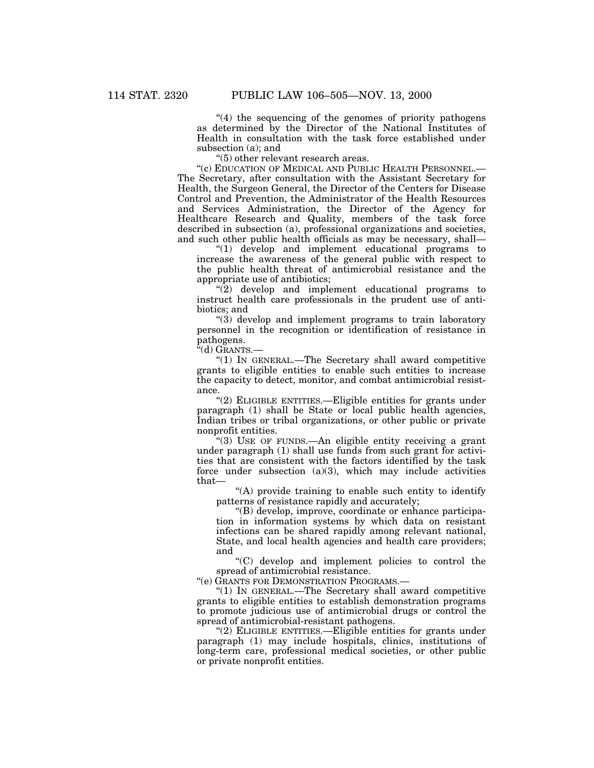"(4) the sequencing of the genomes of priority pathogens as determined by the Director of the National Institutes of Health in consultation with the task force established under subsection (a); and

"(5) other relevant research areas.

"(c) EDUCATION OF MEDICAL AND PUBLIC HEALTH PERSONNEL.—The Secretary, after consultation with the Assistant Secretary for Health, the Surgeon General, the Director of the Centers for Disease Control and Prevention, the Administrator of the Health Resources and Services Administration, the Director of the Agency for Healthcare Research and Quality, members of the task force described in subsection (a), professional organizations and societies, and such other public health officials as may be necessary, shall—

"(1) develop and implement educational programs to increase the awareness of the general public with respect to the public health threat of antimicrobial resistance and the appropriate use of antibiotics;

"(2) develop and implement educational programs to instruct health care professionals in the prudent use of antibiotics; and

"(3) develop and implement programs to train laboratory personnel in the recognition or identification of resistance in pathogens.

"(d) GRANTS.—

"(1) IN GENERAL.—The Secretary shall award competitive grants to eligible entities to enable such entities to increase the capacity to detect, monitor, and combat antimicrobial resistance.

"(2) ELIGIBLE ENTITIES.—Eligible entities for grants under paragraph (1) shall be State or local public health agencies, Indian tribes or tribal organizations, or other public or private nonprofit entities.

"(3) USE OF FUNDS.—An eligible entity receiving a grant under paragraph (1) shall use funds from such grant for activities that are consistent with the factors identified by the task force under subsection (a)(3), which may include activities that—

"(A) provide training to enable such entity to identify patterns of resistance rapidly and accurately;

"(B) develop, improve, coordinate or enhance participation in information systems by which data on resistant infections can be shared rapidly among relevant national, State, and local health agencies and health care providers; and

"(C) develop and implement policies to control the spread of antimicrobial resistance.

"(e) GRANTS FOR DEMONSTRATION PROGRAMS.—

"(1) IN GENERAL.—The Secretary shall award competitive grants to eligible entities to establish demonstration programs to promote judicious use of antimicrobial drugs or control the spread of antimicrobial-resistant pathogens.

"(2) ELIGIBLE ENTITIES.—Eligible entities for grants under paragraph (1) may include hospitals, clinics, institutions of long-term care, professional medical societies, or other public or private nonprofit entities.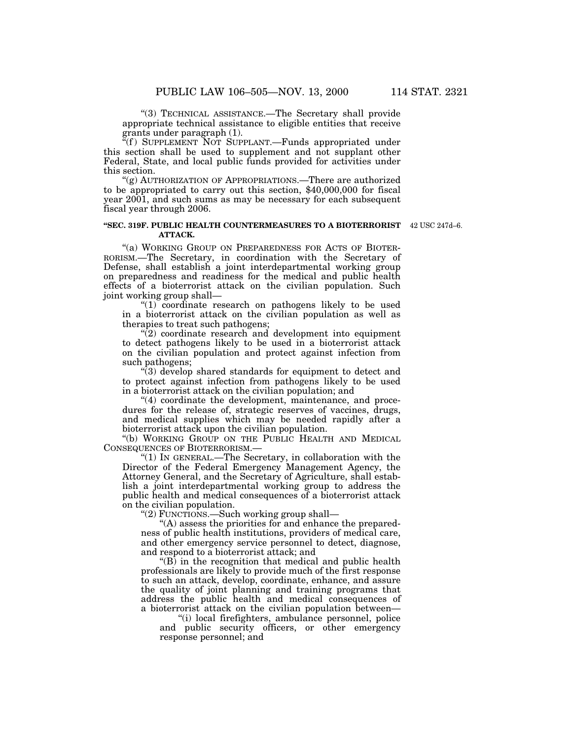"(3) TECHNICAL ASSISTANCE.—The Secretary shall provide appropriate technical assistance to eligible entities that receive grants under paragraph (1).

"(f) SUPPLEMENT NOT SUPPLANT.—Funds appropriated under this section shall be used to supplement and not supplant other Federal, State, and local public funds provided for activities under this section.

"(g) AUTHORIZATION OF APPROPRIATIONS.—There are authorized to be appropriated to carry out this section, $40,000,000 for fiscal year 2001, and such sums as may be necessary for each subsequent fiscal year through 2006.

**"SEC. 319F. PUBLIC HEALTH COUNTERMEASURES TO A BIOTERRORIST ATTACK.**

42 USC 247d–6.

"(a) WORKING GROUP ON PREPAREDNESS FOR ACTS OF BIOTERRORISM.—The Secretary, in coordination with the Secretary of Defense, shall establish a joint interdepartmental working group on preparedness and readiness for the medical and public health effects of a bioterrorist attack on the civilian population. Such joint working group shall—

"(1) coordinate research on pathogens likely to be used in a bioterrorist attack on the civilian population as well as therapies to treat such pathogens;

"(2) coordinate research and development into equipment to detect pathogens likely to be used in a bioterrorist attack on the civilian population and protect against infection from such pathogens;

"(3) develop shared standards for equipment to detect and to protect against infection from pathogens likely to be used in a bioterrorist attack on the civilian population; and

"(4) coordinate the development, maintenance, and procedures for the release of, strategic reserves of vaccines, drugs, and medical supplies which may be needed rapidly after a bioterrorist attack upon the civilian population.

"(b) WORKING GROUP ON THE PUBLIC HEALTH AND MEDICAL CONSEQUENCES OF BIOTERRORISM.—

"(1) IN GENERAL.—The Secretary, in collaboration with the Director of the Federal Emergency Management Agency, the Attorney General, and the Secretary of Agriculture, shall establish a joint interdepartmental working group to address the public health and medical consequences of a bioterrorist attack on the civilian population.

"(2) FUNCTIONS.—Such working group shall—

"(A) assess the priorities for and enhance the preparedness of public health institutions, providers of medical care, and other emergency service personnel to detect, diagnose, and respond to a bioterrorist attack; and

"(B) in the recognition that medical and public health professionals are likely to provide much of the first response to such an attack, develop, coordinate, enhance, and assure the quality of joint planning and training programs that address the public health and medical consequences of a bioterrorist attack on the civilian population between—

"(i) local firefighters, ambulance personnel, police and public security officers, or other emergency response personnel; and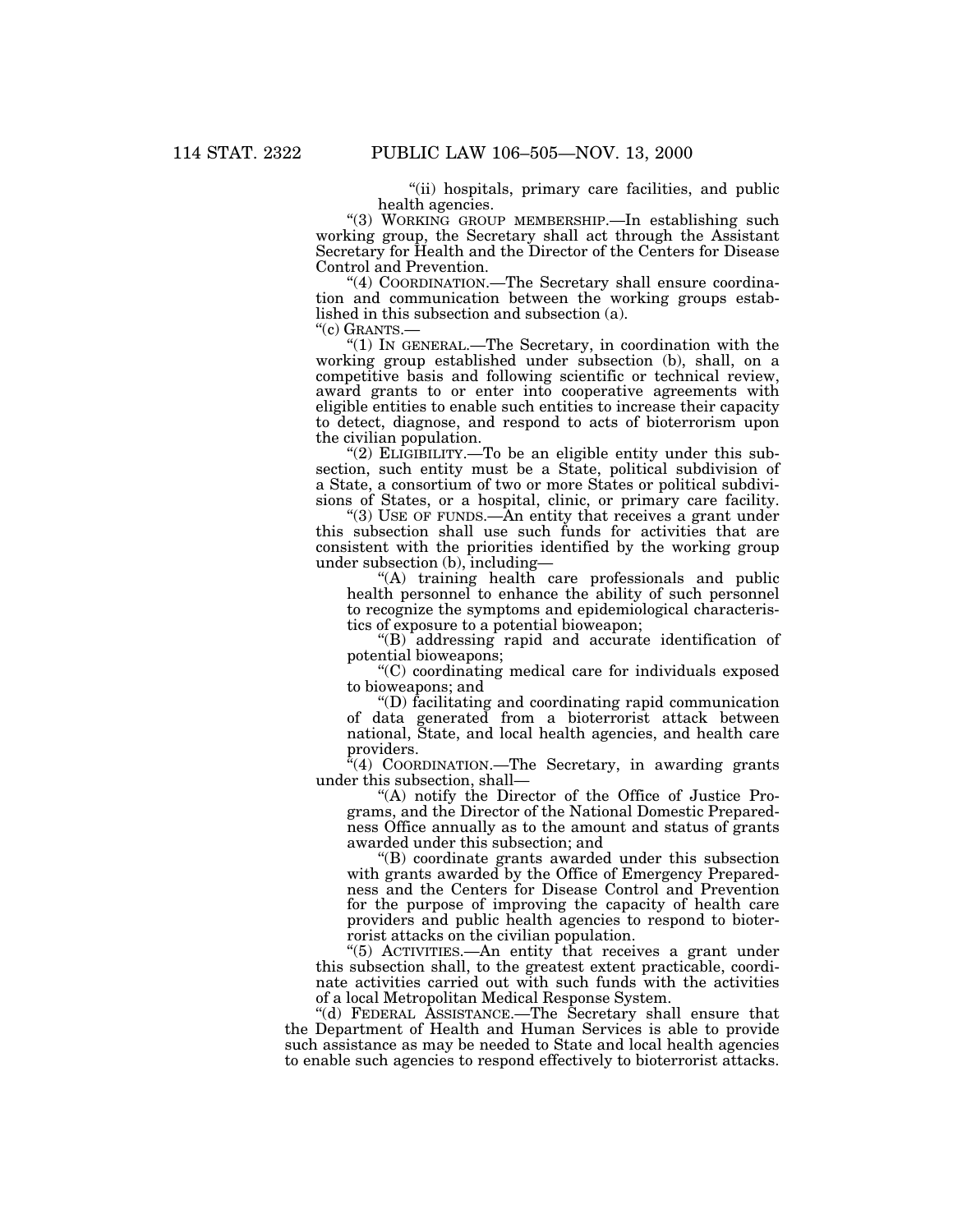"(ii) hospitals, primary care facilities, and public health agencies.

"(3) WORKING GROUP MEMBERSHIP.—In establishing such working group, the Secretary shall act through the Assistant Secretary for Health and the Director of the Centers for Disease Control and Prevention.

"(4) COORDINATION.—The Secretary shall ensure coordination and communication between the working groups established in this subsection and subsection (a).

"(c) GRANTS.—

"(1) IN GENERAL.—The Secretary, in coordination with the working group established under subsection (b), shall, on a competitive basis and following scientific or technical review, award grants to or enter into cooperative agreements with eligible entities to enable such entities to increase their capacity to detect, diagnose, and respond to acts of bioterrorism upon the civilian population.

"(2) ELIGIBILITY.—To be an eligible entity under this subsection, such entity must be a State, political subdivision of a State, a consortium of two or more States or political subdivisions of States, or a hospital, clinic, or primary care facility.

"(3) USE OF FUNDS.—An entity that receives a grant under this subsection shall use such funds for activities that are consistent with the priorities identified by the working group under subsection (b), including—

"(A) training health care professionals and public health personnel to enhance the ability of such personnel to recognize the symptoms and epidemiological characteristics of exposure to a potential bioweapon;

"(B) addressing rapid and accurate identification of potential bioweapons;

"(C) coordinating medical care for individuals exposed to bioweapons; and

"(D) facilitating and coordinating rapid communication of data generated from a bioterrorist attack between national, State, and local health agencies, and health care providers.

"(4) COORDINATION.—The Secretary, in awarding grants under this subsection, shall—

"(A) notify the Director of the Office of Justice Programs, and the Director of the National Domestic Preparedness Office annually as to the amount and status of grants awarded under this subsection; and

"(B) coordinate grants awarded under this subsection with grants awarded by the Office of Emergency Preparedness and the Centers for Disease Control and Prevention for the purpose of improving the capacity of health care providers and public health agencies to respond to bioterrorist attacks on the civilian population.

"(5) ACTIVITIES.—An entity that receives a grant under this subsection shall, to the greatest extent practicable, coordinate activities carried out with such funds with the activities of a local Metropolitan Medical Response System.

"(d) FEDERAL ASSISTANCE.—The Secretary shall ensure that the Department of Health and Human Services is able to provide such assistance as may be needed to State and local health agencies to enable such agencies to respond effectively to bioterrorist attacks.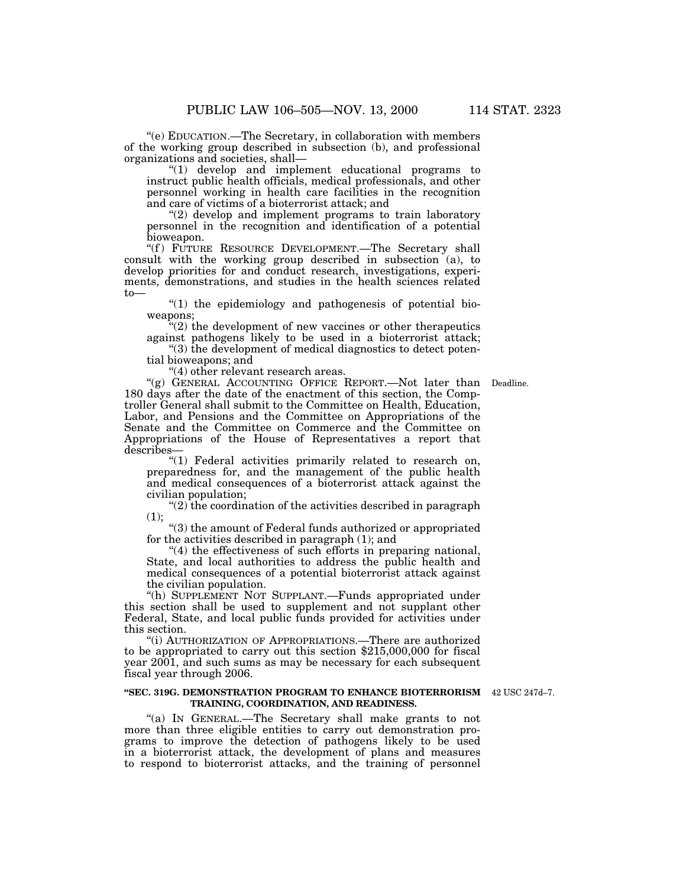"(e) EDUCATION.—The Secretary, in collaboration with members of the working group described in subsection (b), and professional organizations and societies, shall—

"(1) develop and implement educational programs to instruct public health officials, medical professionals, and other personnel working in health care facilities in the recognition and care of victims of a bioterrorist attack; and

"(2) develop and implement programs to train laboratory personnel in the recognition and identification of a potential bioweapon.

"(f) FUTURE RESOURCE DEVELOPMENT.—The Secretary shall consult with the working group described in subsection (a), to develop priorities for and conduct research, investigations, experiments, demonstrations, and studies in the health sciences related to—

"(1) the epidemiology and pathogenesis of potential bioweapons;

"(2) the development of new vaccines or other therapeutics against pathogens likely to be used in a bioterrorist attack;

"(3) the development of medical diagnostics to detect potential bioweapons; and

"(4) other relevant research areas.

Deadline.

"(g) GENERAL ACCOUNTING OFFICE REPORT.—Not later than 180 days after the date of the enactment of this section, the Comptroller General shall submit to the Committee on Health, Education, Labor, and Pensions and the Committee on Appropriations of the Senate and the Committee on Commerce and the Committee on Appropriations of the House of Representatives a report that describes—

"(1) Federal activities primarily related to research on, preparedness for, and the management of the public health and medical consequences of a bioterrorist attack against the civilian population;

"(2) the coordination of the activities described in paragraph (1);

"(3) the amount of Federal funds authorized or appropriated for the activities described in paragraph (1); and

"(4) the effectiveness of such efforts in preparing national, State, and local authorities to address the public health and medical consequences of a potential bioterrorist attack against the civilian population.

"(h) SUPPLEMENT NOT SUPPLANT.—Funds appropriated under this section shall be used to supplement and not supplant other Federal, State, and local public funds provided for activities under this section.

"(i) AUTHORIZATION OF APPROPRIATIONS.—There are authorized to be appropriated to carry out this section $215,000,000 for fiscal year 2001, and such sums as may be necessary for each subsequent fiscal year through 2006.

42 USC 247d–7.

**"SEC. 319G. DEMONSTRATION PROGRAM TO ENHANCE BIOTERRORISM TRAINING, COORDINATION, AND READINESS.**

"(a) IN GENERAL.—The Secretary shall make grants to not more than three eligible entities to carry out demonstration programs to improve the detection of pathogens likely to be used in a bioterrorist attack, the development of plans and measures to respond to bioterrorist attacks, and the training of personnel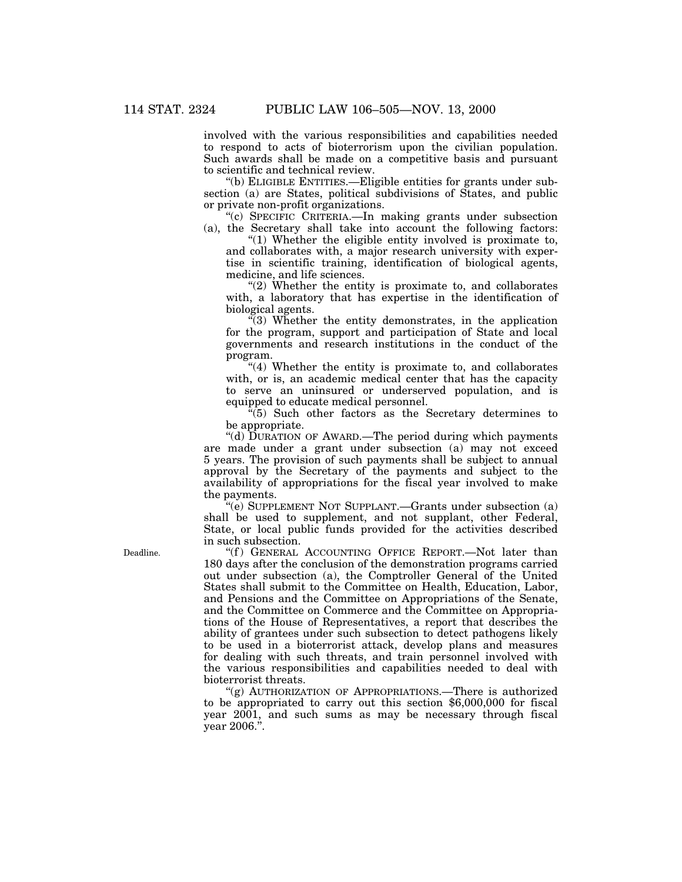involved with the various responsibilities and capabilities needed to respond to acts of bioterrorism upon the civilian population. Such awards shall be made on a competitive basis and pursuant to scientific and technical review.

"(b) ELIGIBLE ENTITIES.—Eligible entities for grants under subsection (a) are States, political subdivisions of States, and public or private non-profit organizations.

"(c) SPECIFIC CRITERIA.—In making grants under subsection (a), the Secretary shall take into account the following factors:

"(1) Whether the eligible entity involved is proximate to, and collaborates with, a major research university with expertise in scientific training, identification of biological agents, medicine, and life sciences.

"(2) Whether the entity is proximate to, and collaborates with, a laboratory that has expertise in the identification of biological agents.

"(3) Whether the entity demonstrates, in the application for the program, support and participation of State and local governments and research institutions in the conduct of the program.

"(4) Whether the entity is proximate to, and collaborates with, or is, an academic medical center that has the capacity to serve an uninsured or underserved population, and is equipped to educate medical personnel.

"(5) Such other factors as the Secretary determines to be appropriate.

"(d) DURATION OF AWARD.—The period during which payments are made under a grant under subsection (a) may not exceed 5 years. The provision of such payments shall be subject to annual approval by the Secretary of the payments and subject to the availability of appropriations for the fiscal year involved to make the payments.

"(e) SUPPLEMENT NOT SUPPLANT.—Grants under subsection (a) shall be used to supplement, and not supplant, other Federal, State, or local public funds provided for the activities described in such subsection.

Deadline.

"(f) GENERAL ACCOUNTING OFFICE REPORT.—Not later than 180 days after the conclusion of the demonstration programs carried out under subsection (a), the Comptroller General of the United States shall submit to the Committee on Health, Education, Labor, and Pensions and the Committee on Appropriations of the Senate, and the Committee on Commerce and the Committee on Appropriations of the House of Representatives, a report that describes the ability of grantees under such subsection to detect pathogens likely to be used in a bioterrorist attack, develop plans and measures for dealing with such threats, and train personnel involved with the various responsibilities and capabilities needed to deal with bioterrorist threats.

"(g) AUTHORIZATION OF APPROPRIATIONS.—There is authorized to be appropriated to carry out this section $6,000,000 for fiscal year 2001, and such sums as may be necessary through fiscal year 2006.".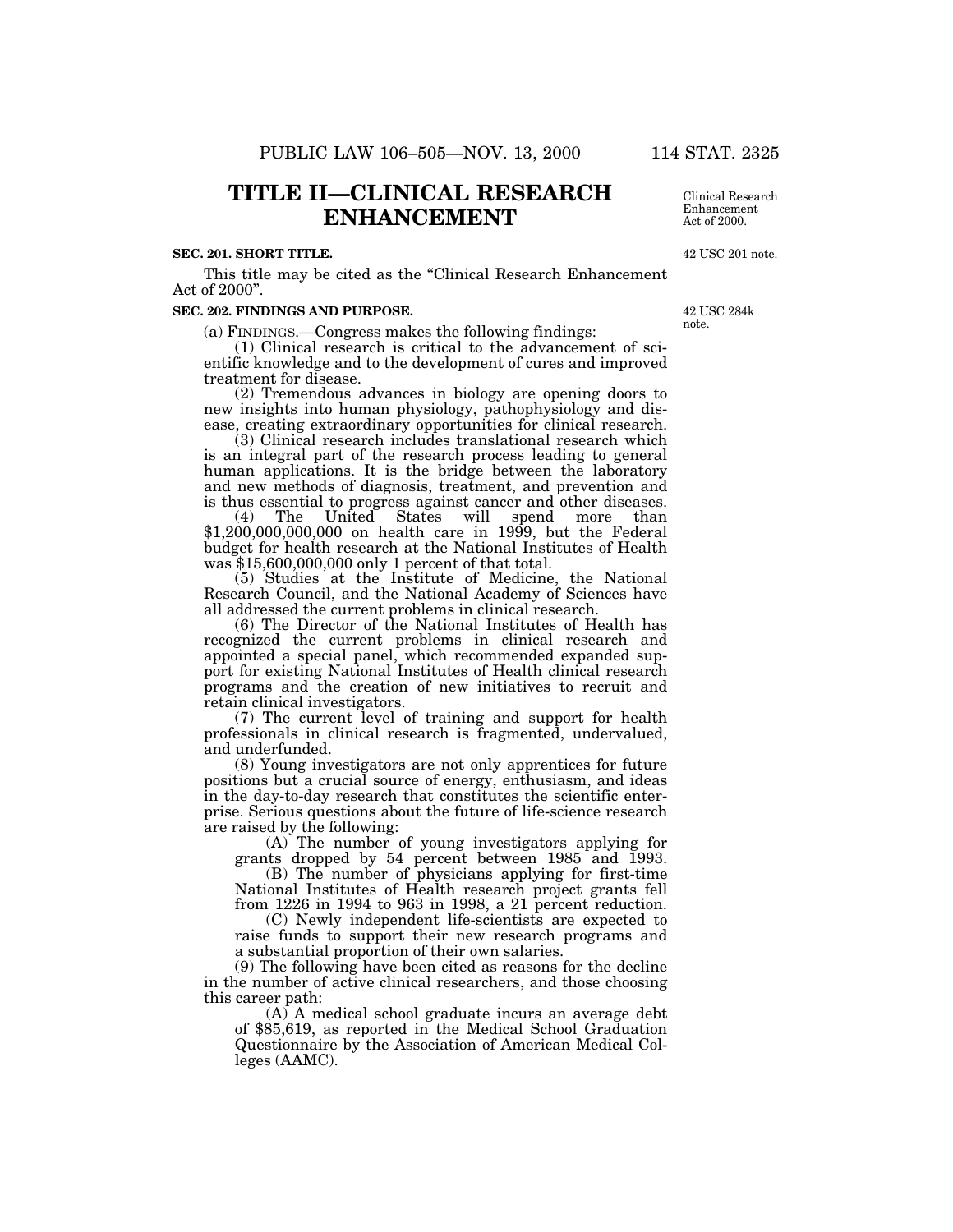# TITLE II—CLINICAL RESEARCH ENHANCEMENT

Clinical Research Enhancement Act of 2000.

**SEC. 201. SHORT TITLE.**

42 USC 201 note.

This title may be cited as the "Clinical Research Enhancement Act of 2000".

**SEC. 202. FINDINGS AND PURPOSE.**

42 USC 284k note.

(a) FINDINGS.—Congress makes the following findings:

(1) Clinical research is critical to the advancement of scientific knowledge and to the development of cures and improved treatment for disease.

(2) Tremendous advances in biology are opening doors to new insights into human physiology, pathophysiology and disease, creating extraordinary opportunities for clinical research.

(3) Clinical research includes translational research which is an integral part of the research process leading to general human applications. It is the bridge between the laboratory and new methods of diagnosis, treatment, and prevention and is thus essential to progress against cancer and other diseases.

(4) The United States will spend more than $1,200,000,000,000 on health care in 1999, but the Federal budget for health research at the National Institutes of Health was $15,600,000,000 only 1 percent of that total.

(5) Studies at the Institute of Medicine, the National Research Council, and the National Academy of Sciences have all addressed the current problems in clinical research.

(6) The Director of the National Institutes of Health has recognized the current problems in clinical research and appointed a special panel, which recommended expanded support for existing National Institutes of Health clinical research programs and the creation of new initiatives to recruit and retain clinical investigators.

(7) The current level of training and support for health professionals in clinical research is fragmented, undervalued, and underfunded.

(8) Young investigators are not only apprentices for future positions but a crucial source of energy, enthusiasm, and ideas in the day-to-day research that constitutes the scientific enterprise. Serious questions about the future of life-science research are raised by the following:

(A) The number of young investigators applying for grants dropped by 54 percent between 1985 and 1993.

(B) The number of physicians applying for first-time National Institutes of Health research project grants fell from 1226 in 1994 to 963 in 1998, a 21 percent reduction.

(C) Newly independent life-scientists are expected to raise funds to support their new research programs and a substantial proportion of their own salaries.

(9) The following have been cited as reasons for the decline in the number of active clinical researchers, and those choosing this career path:

(A) A medical school graduate incurs an average debt of $85,619, as reported in the Medical School Graduation Questionnaire by the Association of American Medical Colleges (AAMC).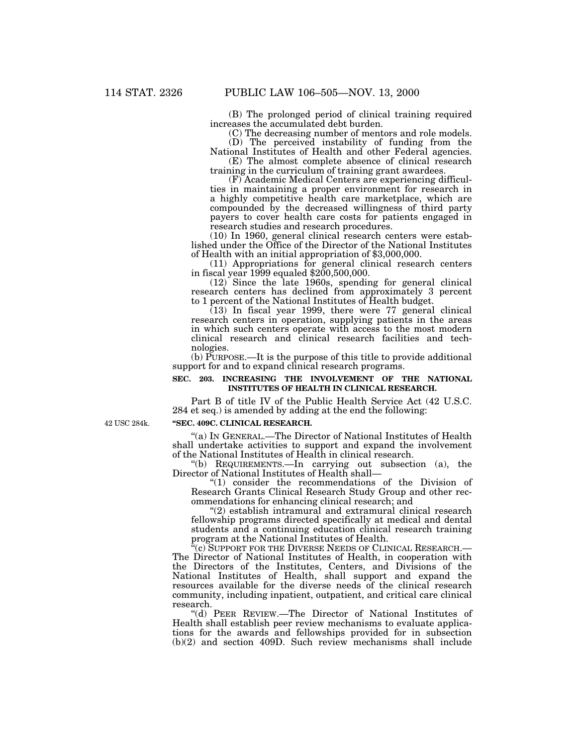(B) The prolonged period of clinical training required increases the accumulated debt burden.

(C) The decreasing number of mentors and role models.

(D) The perceived instability of funding from the National Institutes of Health and other Federal agencies.

(E) The almost complete absence of clinical research training in the curriculum of training grant awardees.

(F) Academic Medical Centers are experiencing difficulties in maintaining a proper environment for research in a highly competitive health care marketplace, which are compounded by the decreased willingness of third party payers to cover health care costs for patients engaged in research studies and research procedures.

(10) In 1960, general clinical research centers were established under the Office of the Director of the National Institutes of Health with an initial appropriation of $3,000,000.

(11) Appropriations for general clinical research centers in fiscal year 1999 equaled $200,500,000.

(12) Since the late 1960s, spending for general clinical research centers has declined from approximately 3 percent to 1 percent of the National Institutes of Health budget.

(13) In fiscal year 1999, there were 77 general clinical research centers in operation, supplying patients in the areas in which such centers operate with access to the most modern clinical research and clinical research facilities and technologies.

(b) PURPOSE.—It is the purpose of this title to provide additional support for and to expand clinical research programs.

**SEC. 203. INCREASING THE INVOLVEMENT OF THE NATIONAL INSTITUTES OF HEALTH IN CLINICAL RESEARCH.**

Part B of title IV of the Public Health Service Act (42 U.S.C. 284 et seq.) is amended by adding at the end the following:

42 USC 284k.

**"SEC. 409C. CLINICAL RESEARCH.**

"(a) IN GENERAL.—The Director of National Institutes of Health shall undertake activities to support and expand the involvement of the National Institutes of Health in clinical research.

"(b) REQUIREMENTS.—In carrying out subsection (a), the Director of National Institutes of Health shall—

"(1) consider the recommendations of the Division of Research Grants Clinical Research Study Group and other recommendations for enhancing clinical research; and

"(2) establish intramural and extramural clinical research fellowship programs directed specifically at medical and dental students and a continuing education clinical research training program at the National Institutes of Health.

"(c) SUPPORT FOR THE DIVERSE NEEDS OF CLINICAL RESEARCH.—The Director of National Institutes of Health, in cooperation with the Directors of the Institutes, Centers, and Divisions of the National Institutes of Health, shall support and expand the resources available for the diverse needs of the clinical research community, including inpatient, outpatient, and critical care clinical research.

"(d) PEER REVIEW.—The Director of National Institutes of Health shall establish peer review mechanisms to evaluate applications for the awards and fellowships provided for in subsection (b)(2) and section 409D. Such review mechanisms shall include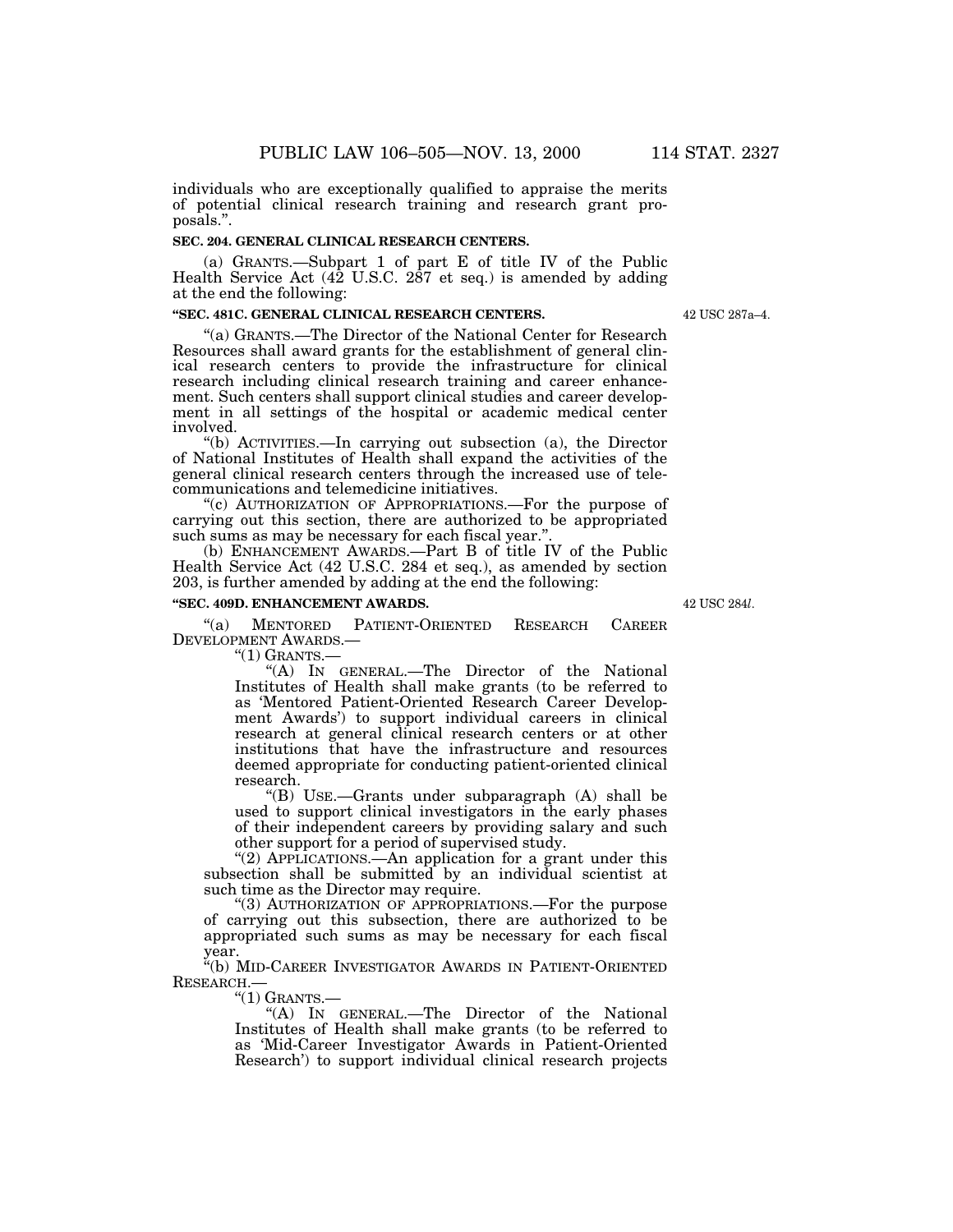individuals who are exceptionally qualified to appraise the merits of potential clinical research training and research grant proposals.".

**SEC. 204. GENERAL CLINICAL RESEARCH CENTERS.**

(a) GRANTS.—Subpart 1 of part E of title IV of the Public Health Service Act (42 U.S.C. 287 et seq.) is amended by adding at the end the following:

**"SEC. 481C. GENERAL CLINICAL RESEARCH CENTERS.**

42 USC 287a–4.

"(a) GRANTS.—The Director of the National Center for Research Resources shall award grants for the establishment of general clinical research centers to provide the infrastructure for clinical research including clinical research training and career enhancement. Such centers shall support clinical studies and career development in all settings of the hospital or academic medical center involved.

"(b) ACTIVITIES.—In carrying out subsection (a), the Director of National Institutes of Health shall expand the activities of the general clinical research centers through the increased use of telecommunications and telemedicine initiatives.

"(c) AUTHORIZATION OF APPROPRIATIONS.—For the purpose of carrying out this section, there are authorized to be appropriated such sums as may be necessary for each fiscal year.".

(b) ENHANCEMENT AWARDS.—Part B of title IV of the Public Health Service Act (42 U.S.C. 284 et seq.), as amended by section 203, is further amended by adding at the end the following:

**"SEC. 409D. ENHANCEMENT AWARDS.**

42 USC 284*l*.

"(a) MENTORED PATIENT-ORIENTED RESEARCH CAREER DEVELOPMENT AWARDS.—

"(1) GRANTS.—

"(A) IN GENERAL.—The Director of the National Institutes of Health shall make grants (to be referred to as 'Mentored Patient-Oriented Research Career Development Awards') to support individual careers in clinical research at general clinical research centers or at other institutions that have the infrastructure and resources deemed appropriate for conducting patient-oriented clinical research.

"(B) USE.—Grants under subparagraph (A) shall be used to support clinical investigators in the early phases of their independent careers by providing salary and such other support for a period of supervised study.

"(2) APPLICATIONS.—An application for a grant under this subsection shall be submitted by an individual scientist at such time as the Director may require.

"(3) AUTHORIZATION OF APPROPRIATIONS.—For the purpose of carrying out this subsection, there are authorized to be appropriated such sums as may be necessary for each fiscal year.

"(b) MID-CAREER INVESTIGATOR AWARDS IN PATIENT-ORIENTED RESEARCH.—

"(1) GRANTS.—

"(A) IN GENERAL.—The Director of the National Institutes of Health shall make grants (to be referred to as 'Mid-Career Investigator Awards in Patient-Oriented Research') to support individual clinical research projects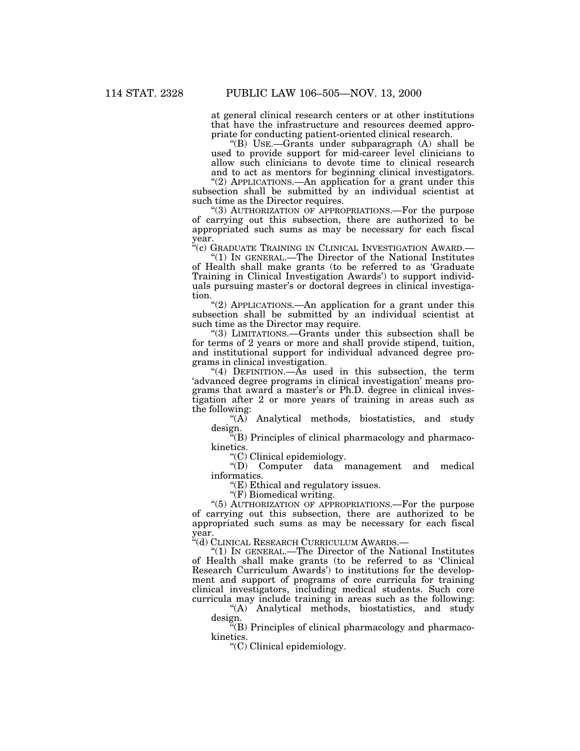at general clinical research centers or at other institutions that have the infrastructure and resources deemed appropriate for conducting patient-oriented clinical research.

"(B) USE.—Grants under subparagraph (A) shall be used to provide support for mid-career level clinicians to allow such clinicians to devote time to clinical research and to act as mentors for beginning clinical investigators.

"(2) APPLICATIONS.—An application for a grant under this subsection shall be submitted by an individual scientist at such time as the Director requires.

"(3) AUTHORIZATION OF APPROPRIATIONS.—For the purpose of carrying out this subsection, there are authorized to be appropriated such sums as may be necessary for each fiscal year.

"(c) GRADUATE TRAINING IN CLINICAL INVESTIGATION AWARD.—

"(1) IN GENERAL.—The Director of the National Institutes of Health shall make grants (to be referred to as 'Graduate Training in Clinical Investigation Awards') to support individuals pursuing master's or doctoral degrees in clinical investigation.

"(2) APPLICATIONS.—An application for a grant under this subsection shall be submitted by an individual scientist at such time as the Director may require.

"(3) LIMITATIONS.—Grants under this subsection shall be for terms of 2 years or more and shall provide stipend, tuition, and institutional support for individual advanced degree programs in clinical investigation.

"(4) DEFINITION.—As used in this subsection, the term 'advanced degree programs in clinical investigation' means programs that award a master's or Ph.D. degree in clinical investigation after 2 or more years of training in areas such as the following:

"(A) Analytical methods, biostatistics, and study design.

"(B) Principles of clinical pharmacology and pharmacokinetics.

"(C) Clinical epidemiology.

"(D) Computer data management and medical informatics.

"(E) Ethical and regulatory issues.

"(F) Biomedical writing.

"(5) AUTHORIZATION OF APPROPRIATIONS.—For the purpose of carrying out this subsection, there are authorized to be appropriated such sums as may be necessary for each fiscal year.

"(d) CLINICAL RESEARCH CURRICULUM AWARDS.—

"(1) IN GENERAL.—The Director of the National Institutes of Health shall make grants (to be referred to as 'Clinical Research Curriculum Awards') to institutions for the development and support of programs of core curricula for training clinical investigators, including medical students. Such core curricula may include training in areas such as the following:

"(A) Analytical methods, biostatistics, and study design.

"(B) Principles of clinical pharmacology and pharmacokinetics.

"(C) Clinical epidemiology.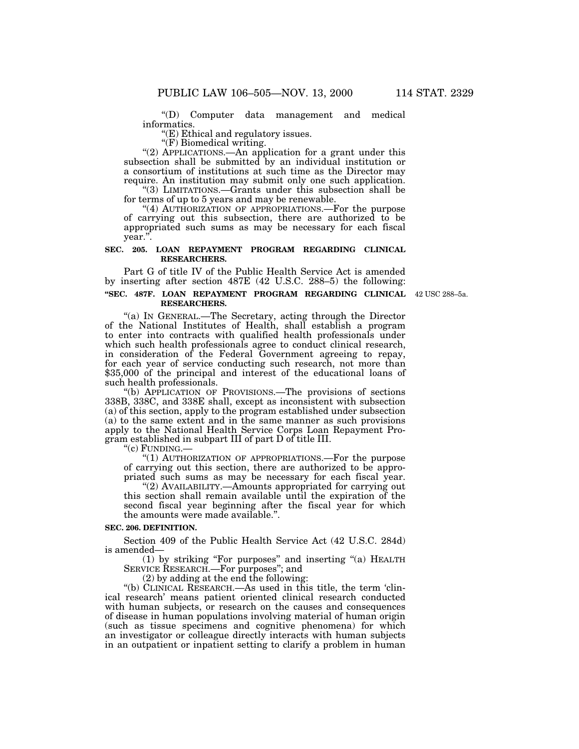"(D) Computer data management and medical informatics.

"(E) Ethical and regulatory issues.

"(F) Biomedical writing.

"(2) APPLICATIONS.—An application for a grant under this subsection shall be submitted by an individual institution or a consortium of institutions at such time as the Director may require. An institution may submit only one such application.

"(3) LIMITATIONS.—Grants under this subsection shall be for terms of up to 5 years and may be renewable.

"(4) AUTHORIZATION OF APPROPRIATIONS.—For the purpose of carrying out this subsection, there are authorized to be appropriated such sums as may be necessary for each fiscal year.".

**SEC. 205. LOAN REPAYMENT PROGRAM REGARDING CLINICAL RESEARCHERS.**

Part G of title IV of the Public Health Service Act is amended by inserting after section 487E (42 U.S.C. 288–5) the following:

**"SEC. 487F. LOAN REPAYMENT PROGRAM REGARDING CLINICAL RESEARCHERS.**

42 USC 288–5a.

"(a) IN GENERAL.—The Secretary, acting through the Director of the National Institutes of Health, shall establish a program to enter into contracts with qualified health professionals under which such health professionals agree to conduct clinical research, in consideration of the Federal Government agreeing to repay, for each year of service conducting such research, not more than $35,000 of the principal and interest of the educational loans of such health professionals.

"(b) APPLICATION OF PROVISIONS.—The provisions of sections 338B, 338C, and 338E shall, except as inconsistent with subsection (a) of this section, apply to the program established under subsection (a) to the same extent and in the same manner as such provisions apply to the National Health Service Corps Loan Repayment Program established in subpart III of part D of title III.

"(c) FUNDING.—

"(1) AUTHORIZATION OF APPROPRIATIONS.—For the purpose of carrying out this section, there are authorized to be appropriated such sums as may be necessary for each fiscal year.

"(2) AVAILABILITY.—Amounts appropriated for carrying out this section shall remain available until the expiration of the second fiscal year beginning after the fiscal year for which the amounts were made available.".

**SEC. 206. DEFINITION.**

Section 409 of the Public Health Service Act (42 U.S.C. 284d) is amended—

(1) by striking "For purposes" and inserting "(a) HEALTH SERVICE RESEARCH.—For purposes"; and

(2) by adding at the end the following:

"(b) CLINICAL RESEARCH.—As used in this title, the term 'clinical research' means patient oriented clinical research conducted with human subjects, or research on the causes and consequences of disease in human populations involving material of human origin (such as tissue specimens and cognitive phenomena) for which an investigator or colleague directly interacts with human subjects in an outpatient or inpatient setting to clarify a problem in human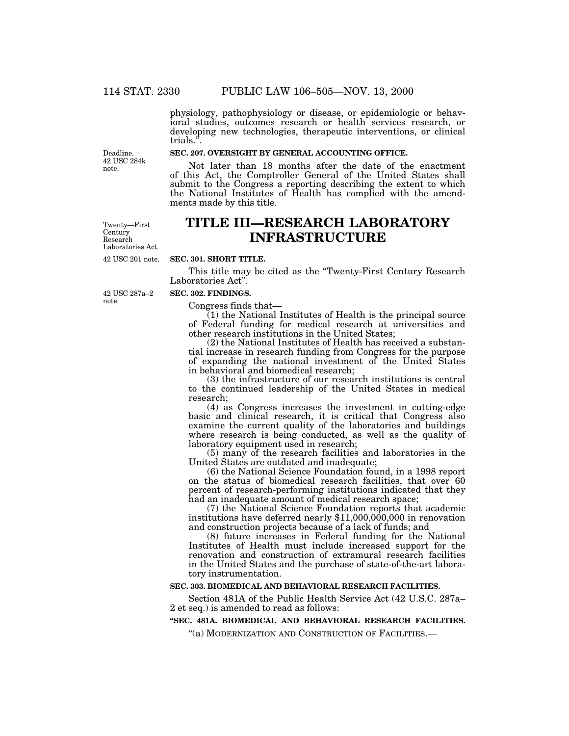physiology, pathophysiology or disease, or epidemiologic or behavioral studies, outcomes research or health services research, or developing new technologies, therapeutic interventions, or clinical trials.".

Deadline. 42 USC 284k note.

**SEC. 207. OVERSIGHT BY GENERAL ACCOUNTING OFFICE.**

Not later than 18 months after the date of the enactment of this Act, the Comptroller General of the United States shall submit to the Congress a reporting describing the extent to which the National Institutes of Health has complied with the amendments made by this title.

Twenty—First Century Research Laboratories Act.

# TITLE III—RESEARCH LABORATORY INFRASTRUCTURE

42 USC 201 note.

**SEC. 301. SHORT TITLE.**

This title may be cited as the "Twenty-First Century Research Laboratories Act".

42 USC 287a–2 note.

**SEC. 302. FINDINGS.**

Congress finds that—

(1) the National Institutes of Health is the principal source of Federal funding for medical research at universities and other research institutions in the United States;

(2) the National Institutes of Health has received a substantial increase in research funding from Congress for the purpose of expanding the national investment of the United States in behavioral and biomedical research;

(3) the infrastructure of our research institutions is central to the continued leadership of the United States in medical research;

(4) as Congress increases the investment in cutting-edge basic and clinical research, it is critical that Congress also examine the current quality of the laboratories and buildings where research is being conducted, as well as the quality of laboratory equipment used in research;

(5) many of the research facilities and laboratories in the United States are outdated and inadequate;

(6) the National Science Foundation found, in a 1998 report on the status of biomedical research facilities, that over 60 percent of research-performing institutions indicated that they had an inadequate amount of medical research space;

(7) the National Science Foundation reports that academic institutions have deferred nearly $11,000,000,000 in renovation and construction projects because of a lack of funds; and

(8) future increases in Federal funding for the National Institutes of Health must include increased support for the renovation and construction of extramural research facilities in the United States and the purchase of state-of-the-art laboratory instrumentation.

**SEC. 303. BIOMEDICAL AND BEHAVIORAL RESEARCH FACILITIES.**

Section 481A of the Public Health Service Act (42 U.S.C. 287a–2 et seq.) is amended to read as follows:

**"SEC. 481A. BIOMEDICAL AND BEHAVIORAL RESEARCH FACILITIES.**

"(a) MODERNIZATION AND CONSTRUCTION OF FACILITIES.—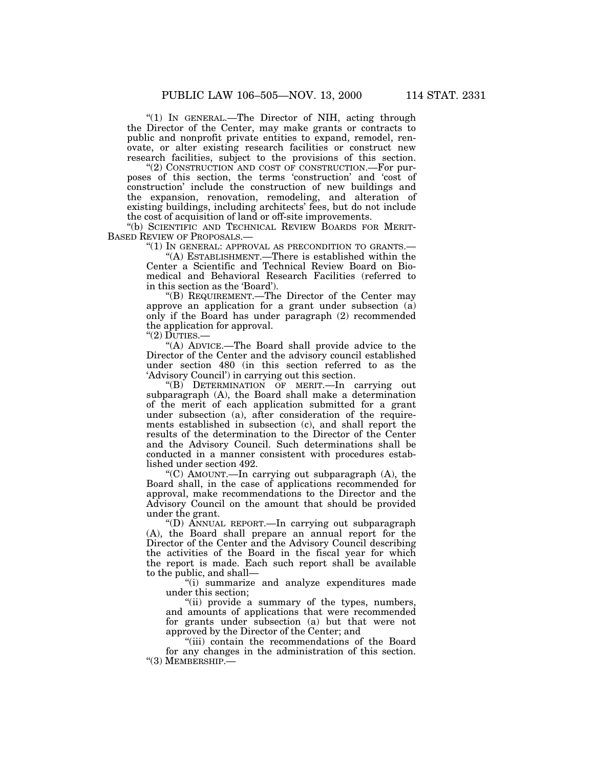"(1) IN GENERAL.—The Director of NIH, acting through the Director of the Center, may make grants or contracts to public and nonprofit private entities to expand, remodel, renovate, or alter existing research facilities or construct new research facilities, subject to the provisions of this section.

"(2) CONSTRUCTION AND COST OF CONSTRUCTION.—For purposes of this section, the terms 'construction' and 'cost of construction' include the construction of new buildings and the expansion, renovation, remodeling, and alteration of existing buildings, including architects' fees, but do not include the cost of acquisition of land or off-site improvements.

"(b) SCIENTIFIC AND TECHNICAL REVIEW BOARDS FOR MERIT-BASED REVIEW OF PROPOSALS.—

"(1) IN GENERAL: APPROVAL AS PRECONDITION TO GRANTS.—

"(A) ESTABLISHMENT.—There is established within the Center a Scientific and Technical Review Board on Biomedical and Behavioral Research Facilities (referred to in this section as the 'Board').

"(B) REQUIREMENT.—The Director of the Center may approve an application for a grant under subsection (a) only if the Board has under paragraph (2) recommended the application for approval.

"(2) DUTIES.—

"(A) ADVICE.—The Board shall provide advice to the Director of the Center and the advisory council established under section 480 (in this section referred to as the 'Advisory Council') in carrying out this section.

"(B) DETERMINATION OF MERIT.—In carrying out subparagraph (A), the Board shall make a determination of the merit of each application submitted for a grant under subsection (a), after consideration of the requirements established in subsection (c), and shall report the results of the determination to the Director of the Center and the Advisory Council. Such determinations shall be conducted in a manner consistent with procedures established under section 492.

"(C) AMOUNT.—In carrying out subparagraph (A), the Board shall, in the case of applications recommended for approval, make recommendations to the Director and the Advisory Council on the amount that should be provided under the grant.

"(D) ANNUAL REPORT.—In carrying out subparagraph (A), the Board shall prepare an annual report for the Director of the Center and the Advisory Council describing the activities of the Board in the fiscal year for which the report is made. Each such report shall be available to the public, and shall—

"(i) summarize and analyze expenditures made under this section;

"(ii) provide a summary of the types, numbers, and amounts of applications that were recommended for grants under subsection (a) but that were not approved by the Director of the Center; and

"(iii) contain the recommendations of the Board for any changes in the administration of this section.

"(3) MEMBERSHIP.—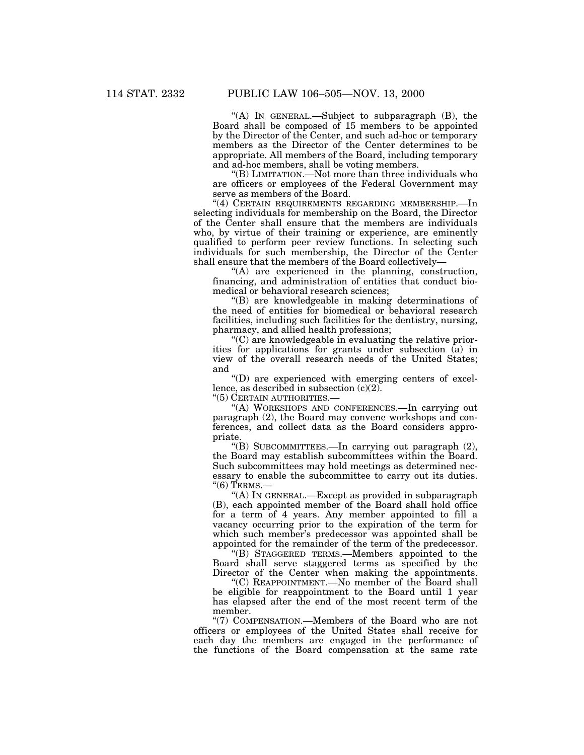"(A) IN GENERAL.—Subject to subparagraph (B), the Board shall be composed of 15 members to be appointed by the Director of the Center, and such ad-hoc or temporary members as the Director of the Center determines to be appropriate. All members of the Board, including temporary and ad-hoc members, shall be voting members.

"(B) LIMITATION.—Not more than three individuals who are officers or employees of the Federal Government may serve as members of the Board.

"(4) CERTAIN REQUIREMENTS REGARDING MEMBERSHIP.—In selecting individuals for membership on the Board, the Director of the Center shall ensure that the members are individuals who, by virtue of their training or experience, are eminently qualified to perform peer review functions. In selecting such individuals for such membership, the Director of the Center shall ensure that the members of the Board collectively—

"(A) are experienced in the planning, construction, financing, and administration of entities that conduct biomedical or behavioral research sciences;

"(B) are knowledgeable in making determinations of the need of entities for biomedical or behavioral research facilities, including such facilities for the dentistry, nursing, pharmacy, and allied health professions;

"(C) are knowledgeable in evaluating the relative priorities for applications for grants under subsection (a) in view of the overall research needs of the United States; and

"(D) are experienced with emerging centers of excellence, as described in subsection (c)(2).

"(5) CERTAIN AUTHORITIES.—

"(A) WORKSHOPS AND CONFERENCES.—In carrying out paragraph (2), the Board may convene workshops and conferences, and collect data as the Board considers appropriate.

"(B) SUBCOMMITTEES.—In carrying out paragraph (2), the Board may establish subcommittees within the Board. Such subcommittees may hold meetings as determined necessary to enable the subcommittee to carry out its duties.

"(6) TERMS.—

"(A) IN GENERAL.—Except as provided in subparagraph (B), each appointed member of the Board shall hold office for a term of 4 years. Any member appointed to fill a vacancy occurring prior to the expiration of the term for which such member's predecessor was appointed shall be appointed for the remainder of the term of the predecessor.

"(B) STAGGERED TERMS.—Members appointed to the Board shall serve staggered terms as specified by the Director of the Center when making the appointments.

"(C) REAPPOINTMENT.—No member of the Board shall be eligible for reappointment to the Board until 1 year has elapsed after the end of the most recent term of the member.

"(7) COMPENSATION.—Members of the Board who are not officers or employees of the United States shall receive for each day the members are engaged in the performance of the functions of the Board compensation at the same rate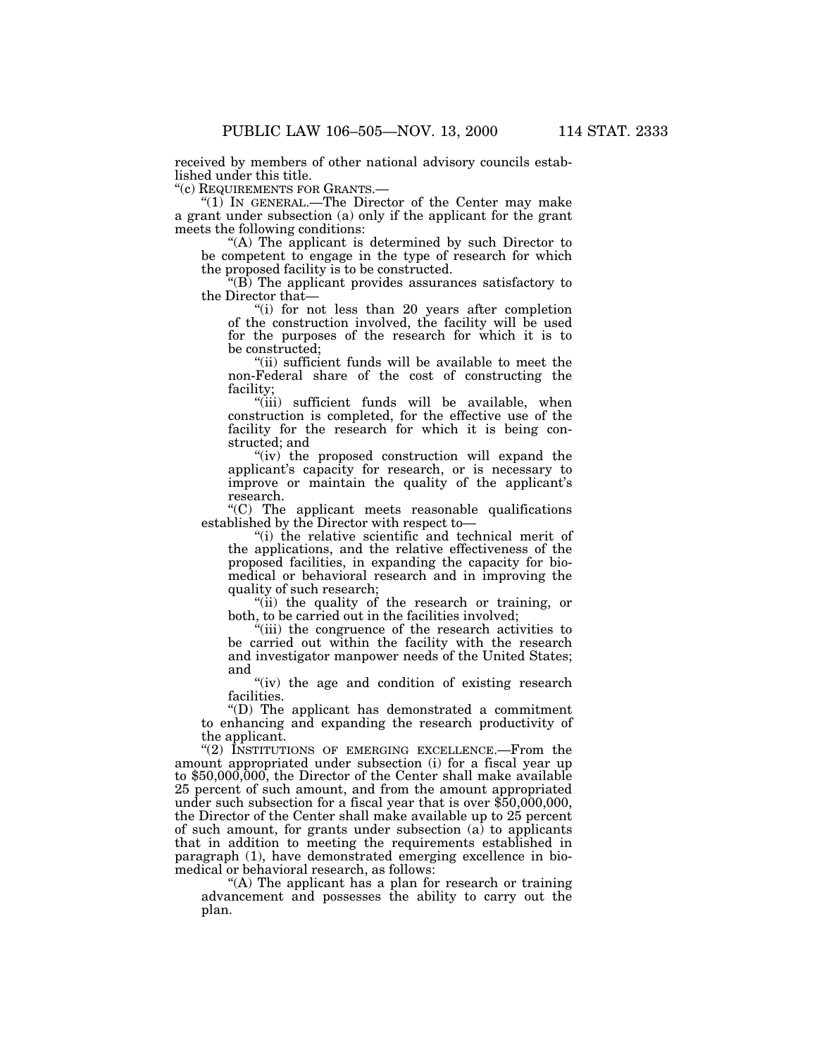received by members of other national advisory councils established under this title.

"(c) REQUIREMENTS FOR GRANTS.—

"(1) IN GENERAL.—The Director of the Center may make a grant under subsection (a) only if the applicant for the grant meets the following conditions:

"(A) The applicant is determined by such Director to be competent to engage in the type of research for which the proposed facility is to be constructed.

"(B) The applicant provides assurances satisfactory to the Director that—

"(i) for not less than 20 years after completion of the construction involved, the facility will be used for the purposes of the research for which it is to be constructed;

"(ii) sufficient funds will be available to meet the non-Federal share of the cost of constructing the facility;

"(iii) sufficient funds will be available, when construction is completed, for the effective use of the facility for the research for which it is being constructed; and

"(iv) the proposed construction will expand the applicant's capacity for research, or is necessary to improve or maintain the quality of the applicant's research.

"(C) The applicant meets reasonable qualifications established by the Director with respect to—

"(i) the relative scientific and technical merit of the applications, and the relative effectiveness of the proposed facilities, in expanding the capacity for biomedical or behavioral research and in improving the quality of such research;

"(ii) the quality of the research or training, or both, to be carried out in the facilities involved;

"(iii) the congruence of the research activities to be carried out within the facility with the research and investigator manpower needs of the United States; and

"(iv) the age and condition of existing research facilities.

"(D) The applicant has demonstrated a commitment to enhancing and expanding the research productivity of the applicant.

"(2) INSTITUTIONS OF EMERGING EXCELLENCE.—From the amount appropriated under subsection (i) for a fiscal year up to $50,000,000, the Director of the Center shall make available 25 percent of such amount, and from the amount appropriated under such subsection for a fiscal year that is over $50,000,000, the Director of the Center shall make available up to 25 percent of such amount, for grants under subsection (a) to applicants that in addition to meeting the requirements established in paragraph (1), have demonstrated emerging excellence in biomedical or behavioral research, as follows:

"(A) The applicant has a plan for research or training advancement and possesses the ability to carry out the plan.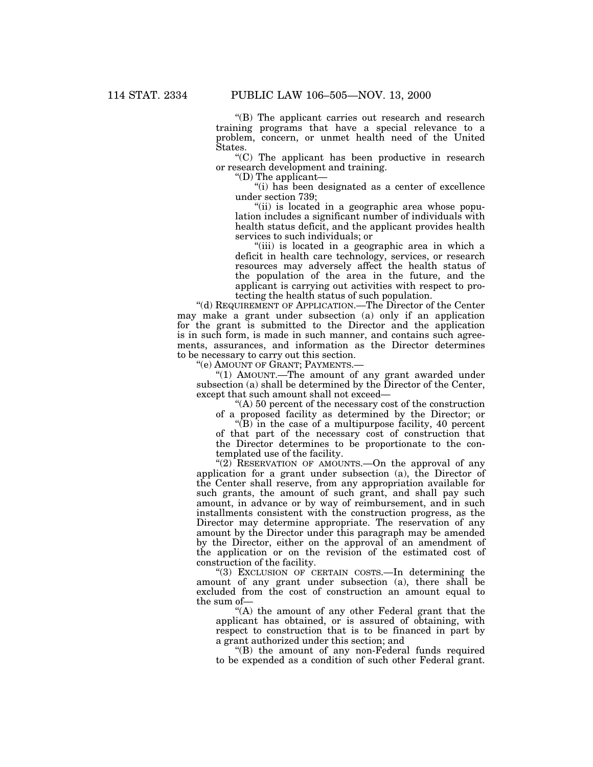"(B) The applicant carries out research and research training programs that have a special relevance to a problem, concern, or unmet health need of the United States.

"(C) The applicant has been productive in research or research development and training.

"(D) The applicant—

"(i) has been designated as a center of excellence under section 739;

"(ii) is located in a geographic area whose population includes a significant number of individuals with health status deficit, and the applicant provides health services to such individuals; or

"(iii) is located in a geographic area in which a deficit in health care technology, services, or research resources may adversely affect the health status of the population of the area in the future, and the applicant is carrying out activities with respect to protecting the health status of such population.

"(d) REQUIREMENT OF APPLICATION.—The Director of the Center may make a grant under subsection (a) only if an application for the grant is submitted to the Director and the application is in such form, is made in such manner, and contains such agreements, assurances, and information as the Director determines to be necessary to carry out this section.

"(e) AMOUNT OF GRANT; PAYMENTS.—

"(1) AMOUNT.—The amount of any grant awarded under subsection (a) shall be determined by the Director of the Center, except that such amount shall not exceed—

"(A) 50 percent of the necessary cost of the construction of a proposed facility as determined by the Director; or

"(B) in the case of a multipurpose facility, 40 percent of that part of the necessary cost of construction that the Director determines to be proportionate to the contemplated use of the facility.

"(2) RESERVATION OF AMOUNTS.—On the approval of any application for a grant under subsection (a), the Director of the Center shall reserve, from any appropriation available for such grants, the amount of such grant, and shall pay such amount, in advance or by way of reimbursement, and in such installments consistent with the construction progress, as the Director may determine appropriate. The reservation of any amount by the Director under this paragraph may be amended by the Director, either on the approval of an amendment of the application or on the revision of the estimated cost of construction of the facility.

"(3) EXCLUSION OF CERTAIN COSTS.—In determining the amount of any grant under subsection (a), there shall be excluded from the cost of construction an amount equal to the sum of—

"(A) the amount of any other Federal grant that the applicant has obtained, or is assured of obtaining, with respect to construction that is to be financed in part by a grant authorized under this section; and

"(B) the amount of any non-Federal funds required to be expended as a condition of such other Federal grant.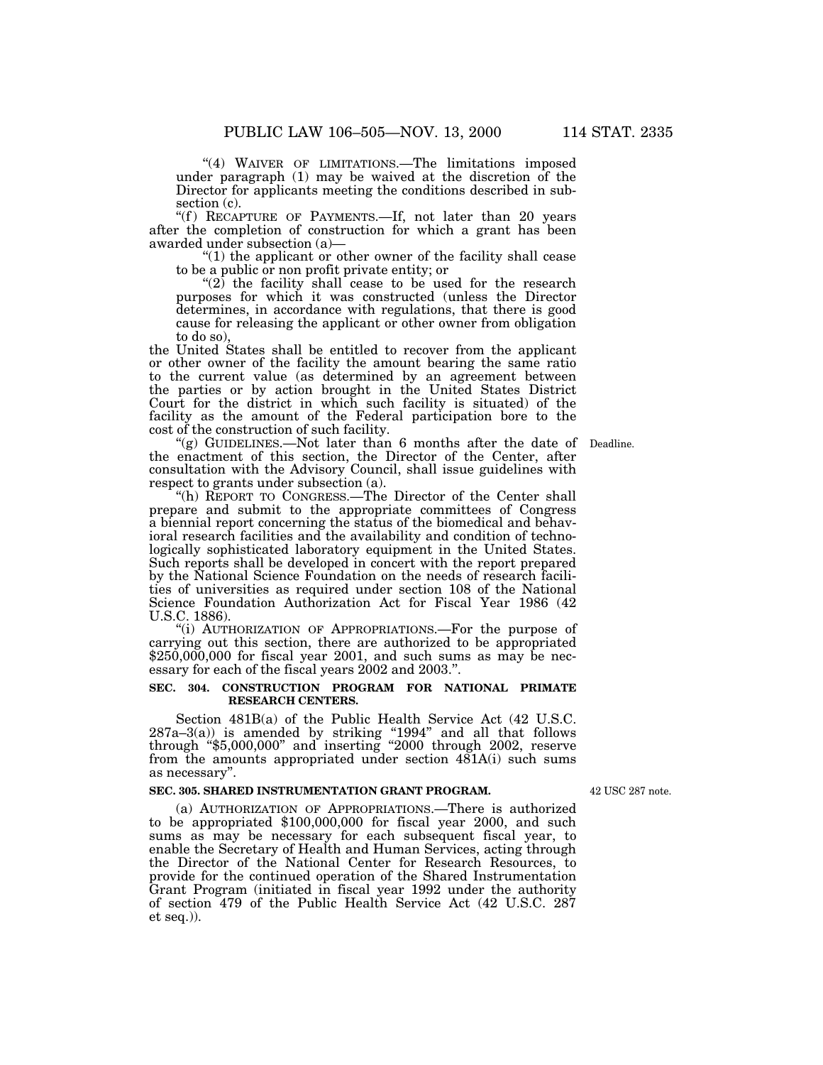"(4) WAIVER OF LIMITATIONS.—The limitations imposed under paragraph (1) may be waived at the discretion of the Director for applicants meeting the conditions described in subsection (c).

"(f) RECAPTURE OF PAYMENTS.—If, not later than 20 years after the completion of construction for which a grant has been awarded under subsection (a)—

"(1) the applicant or other owner of the facility shall cease to be a public or non profit private entity; or

"(2) the facility shall cease to be used for the research purposes for which it was constructed (unless the Director determines, in accordance with regulations, that there is good cause for releasing the applicant or other owner from obligation to do so),

the United States shall be entitled to recover from the applicant or other owner of the facility the amount bearing the same ratio to the current value (as determined by an agreement between the parties or by action brought in the United States District Court for the district in which such facility is situated) of the facility as the amount of the Federal participation bore to the cost of the construction of such facility.

Deadline.

"(g) GUIDELINES.—Not later than 6 months after the date of the enactment of this section, the Director of the Center, after consultation with the Advisory Council, shall issue guidelines with respect to grants under subsection (a).

"(h) REPORT TO CONGRESS.—The Director of the Center shall prepare and submit to the appropriate committees of Congress a biennial report concerning the status of the biomedical and behavioral research facilities and the availability and condition of technologically sophisticated laboratory equipment in the United States. Such reports shall be developed in concert with the report prepared by the National Science Foundation on the needs of research facilities of universities as required under section 108 of the National Science Foundation Authorization Act for Fiscal Year 1986 (42 U.S.C. 1886).

"(i) AUTHORIZATION OF APPROPRIATIONS.—For the purpose of carrying out this section, there are authorized to be appropriated $250,000,000 for fiscal year 2001, and such sums as may be necessary for each of the fiscal years 2002 and 2003.".

**SEC. 304. CONSTRUCTION PROGRAM FOR NATIONAL PRIMATE RESEARCH CENTERS.**

Section 481B(a) of the Public Health Service Act (42 U.S.C. 287a–3(a)) is amended by striking "1994" and all that follows through "$5,000,000" and inserting "2000 through 2002, reserve from the amounts appropriated under section 481A(i) such sums as necessary".

42 USC 287 note.

**SEC. 305. SHARED INSTRUMENTATION GRANT PROGRAM.**

(a) AUTHORIZATION OF APPROPRIATIONS.—There is authorized to be appropriated $100,000,000 for fiscal year 2000, and such sums as may be necessary for each subsequent fiscal year, to enable the Secretary of Health and Human Services, acting through the Director of the National Center for Research Resources, to provide for the continued operation of the Shared Instrumentation Grant Program (initiated in fiscal year 1992 under the authority of section 479 of the Public Health Service Act (42 U.S.C. 287 et seq.)).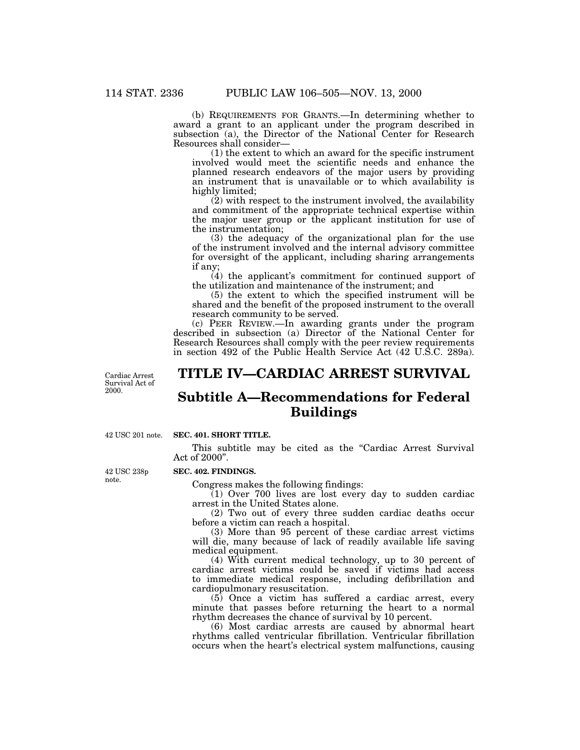(b) REQUIREMENTS FOR GRANTS.—In determining whether to award a grant to an applicant under the program described in subsection (a), the Director of the National Center for Research Resources shall consider—

(1) the extent to which an award for the specific instrument involved would meet the scientific needs and enhance the planned research endeavors of the major users by providing an instrument that is unavailable or to which availability is highly limited;

(2) with respect to the instrument involved, the availability and commitment of the appropriate technical expertise within the major user group or the applicant institution for use of the instrumentation;

(3) the adequacy of the organizational plan for the use of the instrument involved and the internal advisory committee for oversight of the applicant, including sharing arrangements if any;

(4) the applicant's commitment for continued support of the utilization and maintenance of the instrument; and

(5) the extent to which the specified instrument will be shared and the benefit of the proposed instrument to the overall research community to be served.

(c) PEER REVIEW.—In awarding grants under the program described in subsection (a) Director of the National Center for Research Resources shall comply with the peer review requirements in section 492 of the Public Health Service Act (42 U.S.C. 289a).

Cardiac Arrest Survival Act of 2000.

# TITLE IV—CARDIAC ARREST SURVIVAL

## Subtitle A—Recommendations for Federal Buildings

42 USC 201 note.

### SEC. 401. SHORT TITLE.

This subtitle may be cited as the "Cardiac Arrest Survival Act of 2000".

42 USC 238p note.

### SEC. 402. FINDINGS.

Congress makes the following findings:

(1) Over 700 lives are lost every day to sudden cardiac arrest in the United States alone.

(2) Two out of every three sudden cardiac deaths occur before a victim can reach a hospital.

(3) More than 95 percent of these cardiac arrest victims will die, many because of lack of readily available life saving medical equipment.

(4) With current medical technology, up to 30 percent of cardiac arrest victims could be saved if victims had access to immediate medical response, including defibrillation and cardiopulmonary resuscitation.

(5) Once a victim has suffered a cardiac arrest, every minute that passes before returning the heart to a normal rhythm decreases the chance of survival by 10 percent.

(6) Most cardiac arrests are caused by abnormal heart rhythms called ventricular fibrillation. Ventricular fibrillation occurs when the heart's electrical system malfunctions, causing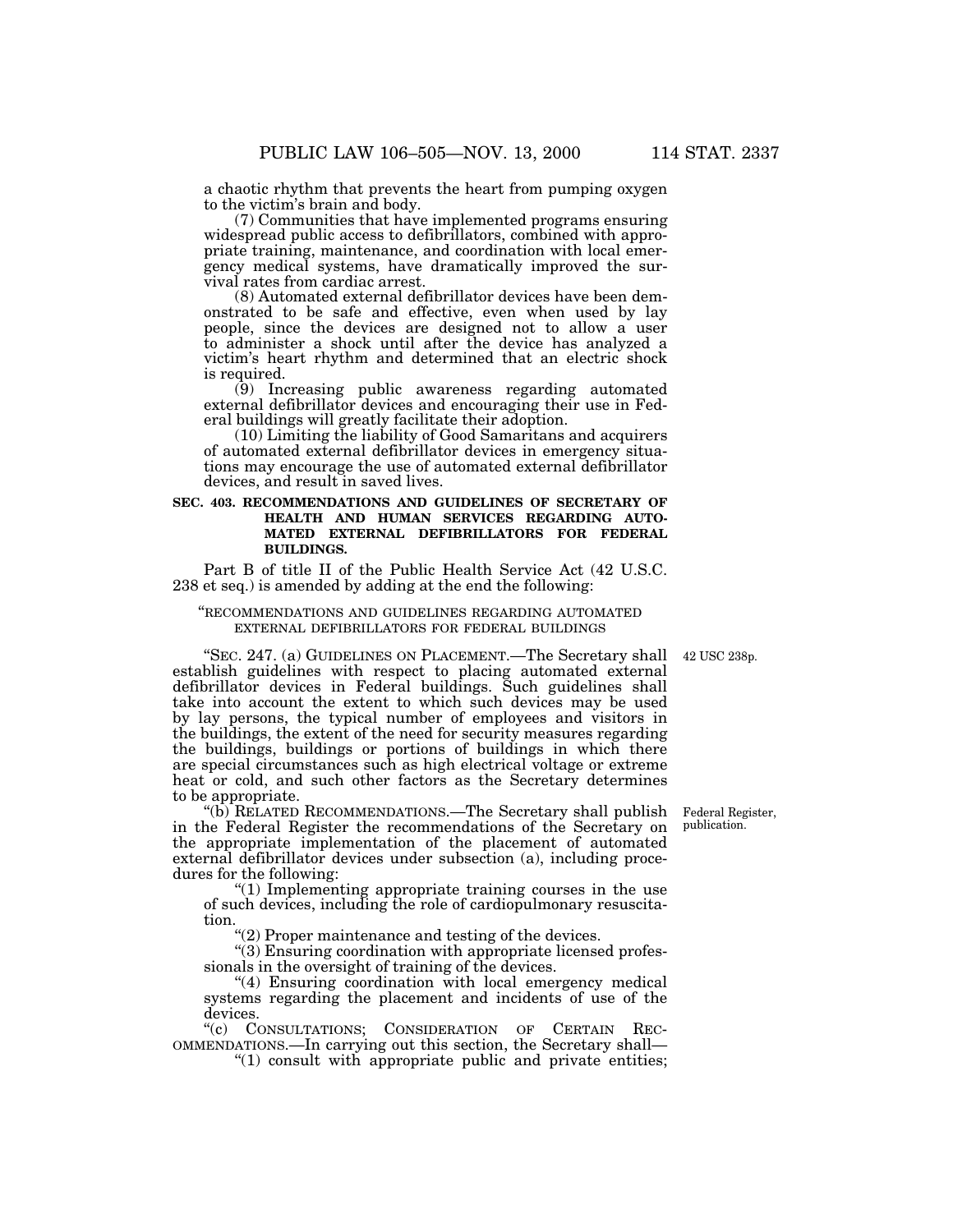a chaotic rhythm that prevents the heart from pumping oxygen to the victim's brain and body.

(7) Communities that have implemented programs ensuring widespread public access to defibrillators, combined with appropriate training, maintenance, and coordination with local emergency medical systems, have dramatically improved the survival rates from cardiac arrest.

(8) Automated external defibrillator devices have been demonstrated to be safe and effective, even when used by lay people, since the devices are designed not to allow a user to administer a shock until after the device has analyzed a victim's heart rhythm and determined that an electric shock is required.

(9) Increasing public awareness regarding automated external defibrillator devices and encouraging their use in Federal buildings will greatly facilitate their adoption.

(10) Limiting the liability of Good Samaritans and acquirers of automated external defibrillator devices in emergency situations may encourage the use of automated external defibrillator devices, and result in saved lives.

**SEC. 403. RECOMMENDATIONS AND GUIDELINES OF SECRETARY OF HEALTH AND HUMAN SERVICES REGARDING AUTOMATED EXTERNAL DEFIBRILLATORS FOR FEDERAL BUILDINGS.**

Part B of title II of the Public Health Service Act (42 U.S.C. 238 et seq.) is amended by adding at the end the following:

"RECOMMENDATIONS AND GUIDELINES REGARDING AUTOMATED EXTERNAL DEFIBRILLATORS FOR FEDERAL BUILDINGS

42 USC 238p.

"SEC. 247. (a) GUIDELINES ON PLACEMENT.—The Secretary shall establish guidelines with respect to placing automated external defibrillator devices in Federal buildings. Such guidelines shall take into account the extent to which such devices may be used by lay persons, the typical number of employees and visitors in the buildings, the extent of the need for security measures regarding the buildings, buildings or portions of buildings in which there are special circumstances such as high electrical voltage or extreme heat or cold, and such other factors as the Secretary determines to be appropriate.

Federal Register, publication.

"(b) RELATED RECOMMENDATIONS.—The Secretary shall publish in the Federal Register the recommendations of the Secretary on the appropriate implementation of the placement of automated external defibrillator devices under subsection (a), including procedures for the following:

"(1) Implementing appropriate training courses in the use of such devices, including the role of cardiopulmonary resuscitation.

"(2) Proper maintenance and testing of the devices.

"(3) Ensuring coordination with appropriate licensed professionals in the oversight of training of the devices.

"(4) Ensuring coordination with local emergency medical systems regarding the placement and incidents of use of the devices.

"(c) CONSULTATIONS; CONSIDERATION OF CERTAIN RECOMMENDATIONS.—In carrying out this section, the Secretary shall—

"(1) consult with appropriate public and private entities;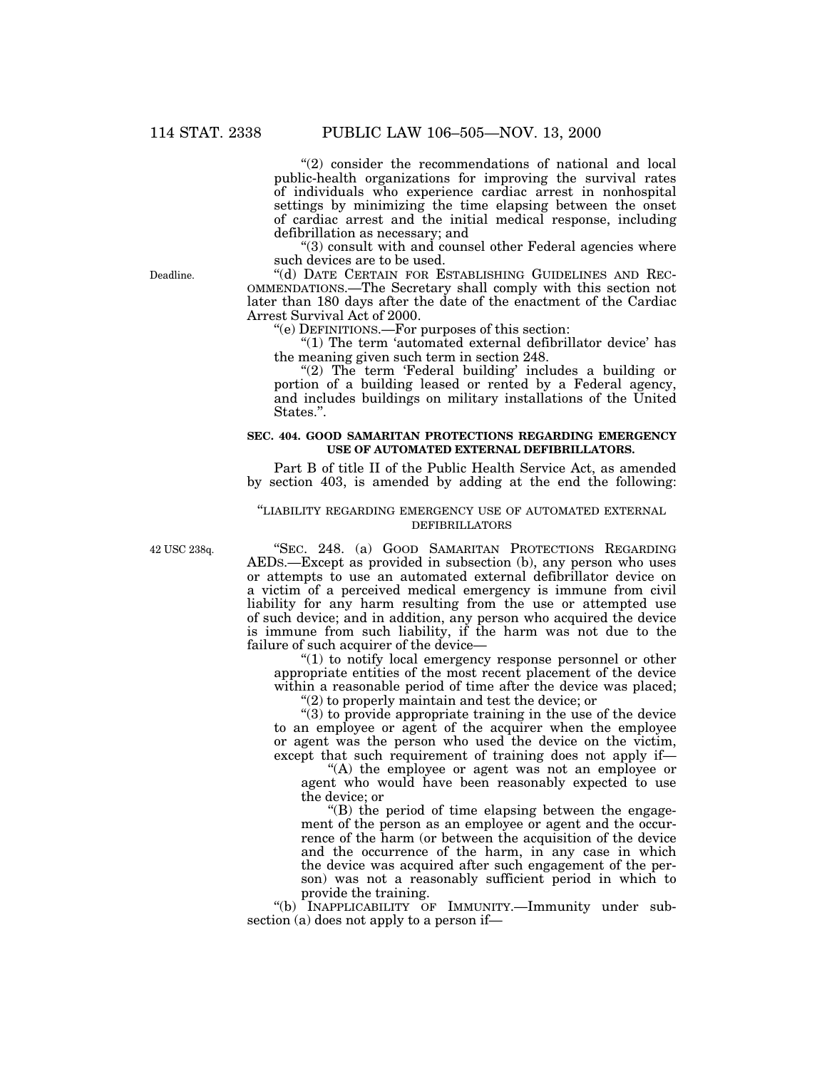"(2) consider the recommendations of national and local public-health organizations for improving the survival rates of individuals who experience cardiac arrest in nonhospital settings by minimizing the time elapsing between the onset of cardiac arrest and the initial medical response, including defibrillation as necessary; and

"(3) consult with and counsel other Federal agencies where such devices are to be used.

Deadline.

"(d) DATE CERTAIN FOR ESTABLISHING GUIDELINES AND RECOMMENDATIONS.—The Secretary shall comply with this section not later than 180 days after the date of the enactment of the Cardiac Arrest Survival Act of 2000.

"(e) DEFINITIONS.—For purposes of this section:

"(1) The term 'automated external defibrillator device' has the meaning given such term in section 248.

"(2) The term 'Federal building' includes a building or portion of a building leased or rented by a Federal agency, and includes buildings on military installations of the United States.".

**SEC. 404. GOOD SAMARITAN PROTECTIONS REGARDING EMERGENCY USE OF AUTOMATED EXTERNAL DEFIBRILLATORS.**

Part B of title II of the Public Health Service Act, as amended by section 403, is amended by adding at the end the following:

"LIABILITY REGARDING EMERGENCY USE OF AUTOMATED EXTERNAL DEFIBRILLATORS

42 USC 238q.

"SEC. 248. (a) GOOD SAMARITAN PROTECTIONS REGARDING AEDS.—Except as provided in subsection (b), any person who uses or attempts to use an automated external defibrillator device on a victim of a perceived medical emergency is immune from civil liability for any harm resulting from the use or attempted use of such device; and in addition, any person who acquired the device is immune from such liability, if the harm was not due to the failure of such acquirer of the device—

"(1) to notify local emergency response personnel or other appropriate entities of the most recent placement of the device within a reasonable period of time after the device was placed;

"(2) to properly maintain and test the device; or

"(3) to provide appropriate training in the use of the device to an employee or agent of the acquirer when the employee or agent was the person who used the device on the victim, except that such requirement of training does not apply if—

"(A) the employee or agent was not an employee or agent who would have been reasonably expected to use the device; or

"(B) the period of time elapsing between the engagement of the person as an employee or agent and the occurrence of the harm (or between the acquisition of the device and the occurrence of the harm, in any case in which the device was acquired after such engagement of the person) was not a reasonably sufficient period in which to provide the training.

"(b) INAPPLICABILITY OF IMMUNITY.—Immunity under subsection (a) does not apply to a person if—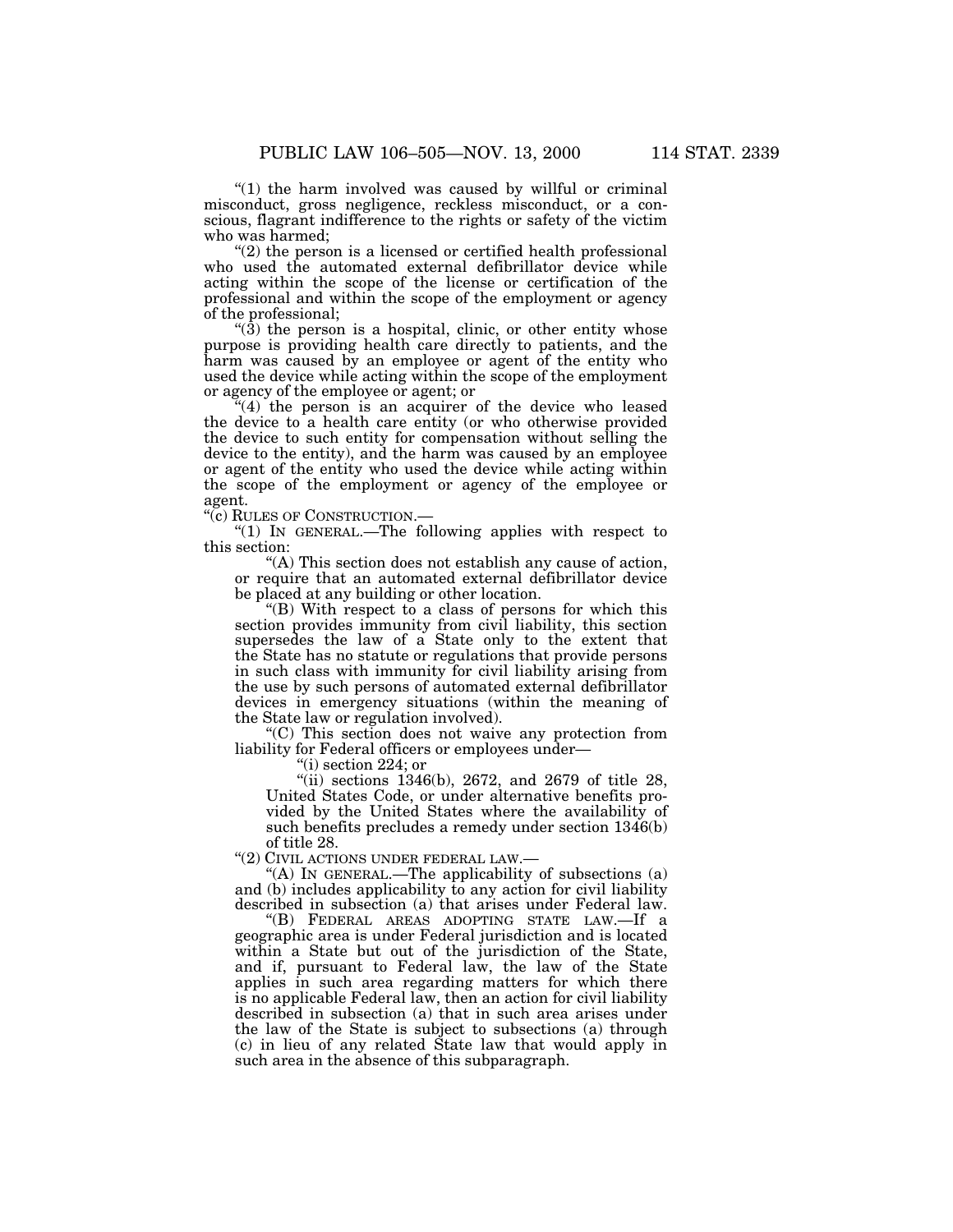"(1) the harm involved was caused by willful or criminal misconduct, gross negligence, reckless misconduct, or a conscious, flagrant indifference to the rights or safety of the victim who was harmed;

"(2) the person is a licensed or certified health professional who used the automated external defibrillator device while acting within the scope of the license or certification of the professional and within the scope of the employment or agency of the professional;

"(3) the person is a hospital, clinic, or other entity whose purpose is providing health care directly to patients, and the harm was caused by an employee or agent of the entity who used the device while acting within the scope of the employment or agency of the employee or agent; or

"(4) the person is an acquirer of the device who leased the device to a health care entity (or who otherwise provided the device to such entity for compensation without selling the device to the entity), and the harm was caused by an employee or agent of the entity who used the device while acting within the scope of the employment or agency of the employee or agent.

"(c) RULES OF CONSTRUCTION.—

"(1) IN GENERAL.—The following applies with respect to this section:

"(A) This section does not establish any cause of action, or require that an automated external defibrillator device be placed at any building or other location.

"(B) With respect to a class of persons for which this section provides immunity from civil liability, this section supersedes the law of a State only to the extent that the State has no statute or regulations that provide persons in such class with immunity for civil liability arising from the use by such persons of automated external defibrillator devices in emergency situations (within the meaning of the State law or regulation involved).

"(C) This section does not waive any protection from liability for Federal officers or employees under—

"(i) section 224; or

"(ii) sections 1346(b), 2672, and 2679 of title 28, United States Code, or under alternative benefits provided by the United States where the availability of such benefits precludes a remedy under section 1346(b) of title 28.

"(2) CIVIL ACTIONS UNDER FEDERAL LAW.—

"(A) IN GENERAL.—The applicability of subsections (a) and (b) includes applicability to any action for civil liability described in subsection (a) that arises under Federal law.

"(B) FEDERAL AREAS ADOPTING STATE LAW.—If a geographic area is under Federal jurisdiction and is located within a State but out of the jurisdiction of the State, and if, pursuant to Federal law, the law of the State applies in such area regarding matters for which there is no applicable Federal law, then an action for civil liability described in subsection (a) that in such area arises under the law of the State is subject to subsections (a) through (c) in lieu of any related State law that would apply in such area in the absence of this subparagraph.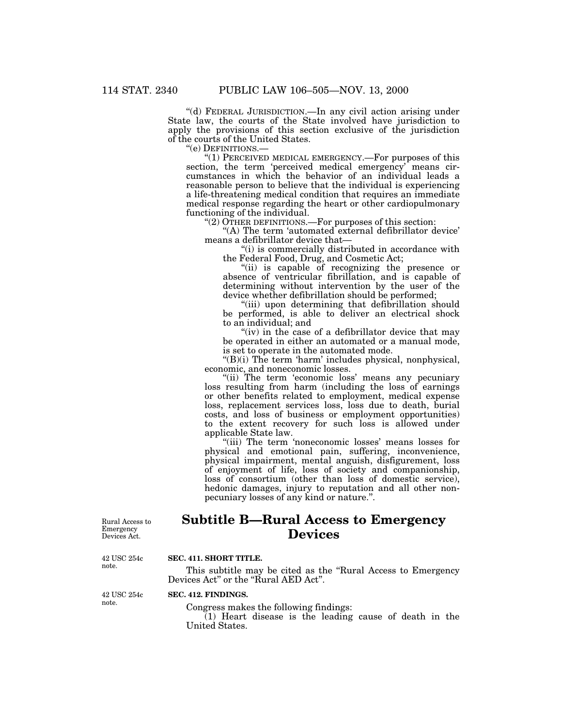"(d) FEDERAL JURISDICTION.—In any civil action arising under State law, the courts of the State involved have jurisdiction to apply the provisions of this section exclusive of the jurisdiction of the courts of the United States.

"(e) DEFINITIONS.—

"(1) PERCEIVED MEDICAL EMERGENCY.—For purposes of this section, the term 'perceived medical emergency' means circumstances in which the behavior of an individual leads a reasonable person to believe that the individual is experiencing a life-threatening medical condition that requires an immediate medical response regarding the heart or other cardiopulmonary functioning of the individual.

"(2) OTHER DEFINITIONS.—For purposes of this section:

"(A) The term 'automated external defibrillator device' means a defibrillator device that—

"(i) is commercially distributed in accordance with the Federal Food, Drug, and Cosmetic Act;

"(ii) is capable of recognizing the presence or absence of ventricular fibrillation, and is capable of determining without intervention by the user of the device whether defibrillation should be performed;

"(iii) upon determining that defibrillation should be performed, is able to deliver an electrical shock to an individual; and

"(iv) in the case of a defibrillator device that may be operated in either an automated or a manual mode, is set to operate in the automated mode.

"(B)(i) The term 'harm' includes physical, nonphysical, economic, and noneconomic losses.

"(ii) The term 'economic loss' means any pecuniary loss resulting from harm (including the loss of earnings or other benefits related to employment, medical expense loss, replacement services loss, loss due to death, burial costs, and loss of business or employment opportunities) to the extent recovery for such loss is allowed under applicable State law.

"(iii) The term 'noneconomic losses' means losses for physical and emotional pain, suffering, inconvenience, physical impairment, mental anguish, disfigurement, loss of enjoyment of life, loss of society and companionship, loss of consortium (other than loss of domestic service), hedonic damages, injury to reputation and all other nonpecuniary losses of any kind or nature.".

Rural Access to Emergency Devices Act.

## Subtitle B—Rural Access to Emergency Devices

42 USC 254c note.

**SEC. 411. SHORT TITLE.**

This subtitle may be cited as the "Rural Access to Emergency Devices Act" or the "Rural AED Act".

42 USC 254c note.

**SEC. 412. FINDINGS.**

Congress makes the following findings:

(1) Heart disease is the leading cause of death in the United States.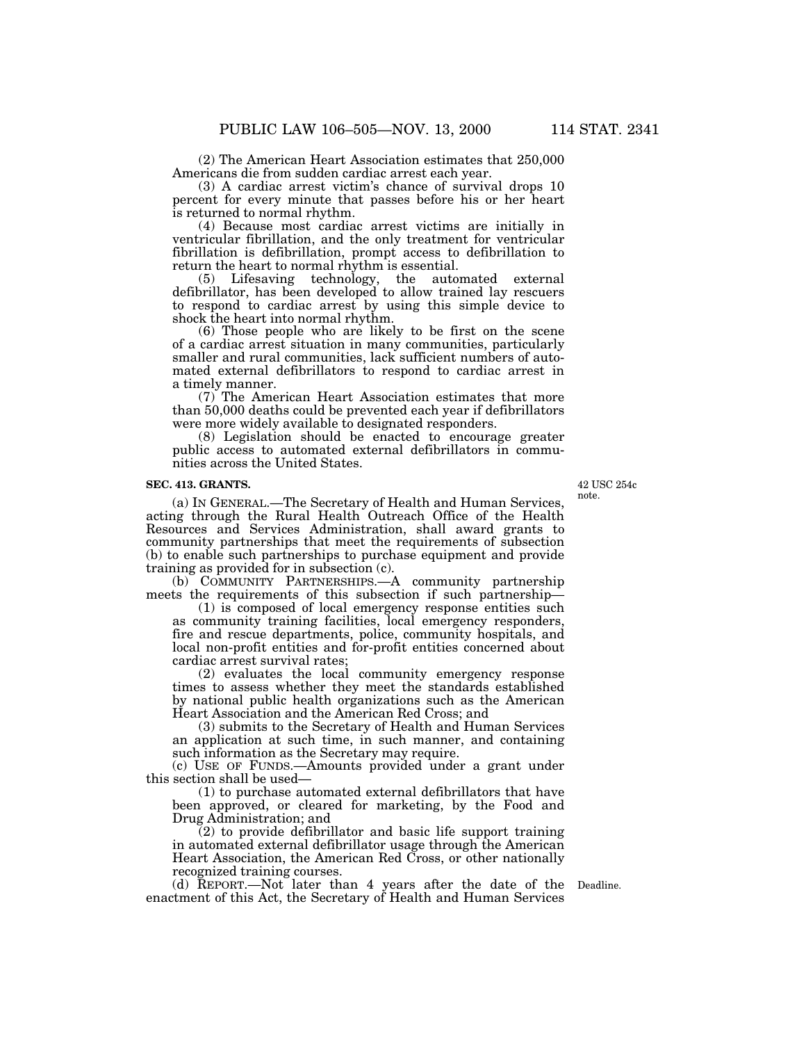(2) The American Heart Association estimates that 250,000 Americans die from sudden cardiac arrest each year.

(3) A cardiac arrest victim's chance of survival drops 10 percent for every minute that passes before his or her heart is returned to normal rhythm.

(4) Because most cardiac arrest victims are initially in ventricular fibrillation, and the only treatment for ventricular fibrillation is defibrillation, prompt access to defibrillation to return the heart to normal rhythm is essential.

(5) Lifesaving technology, the automated external defibrillator, has been developed to allow trained lay rescuers to respond to cardiac arrest by using this simple device to shock the heart into normal rhythm.

(6) Those people who are likely to be first on the scene of a cardiac arrest situation in many communities, particularly smaller and rural communities, lack sufficient numbers of automated external defibrillators to respond to cardiac arrest in a timely manner.

(7) The American Heart Association estimates that more than 50,000 deaths could be prevented each year if defibrillators were more widely available to designated responders.

(8) Legislation should be enacted to encourage greater public access to automated external defibrillators in communities across the United States.

**SEC. 413. GRANTS.**

42 USC 254c note.

(a) IN GENERAL.—The Secretary of Health and Human Services, acting through the Rural Health Outreach Office of the Health Resources and Services Administration, shall award grants to community partnerships that meet the requirements of subsection (b) to enable such partnerships to purchase equipment and provide training as provided for in subsection (c).

(b) COMMUNITY PARTNERSHIPS.—A community partnership meets the requirements of this subsection if such partnership—

(1) is composed of local emergency response entities such as community training facilities, local emergency responders, fire and rescue departments, police, community hospitals, and local non-profit entities and for-profit entities concerned about cardiac arrest survival rates;

(2) evaluates the local community emergency response times to assess whether they meet the standards established by national public health organizations such as the American Heart Association and the American Red Cross; and

(3) submits to the Secretary of Health and Human Services an application at such time, in such manner, and containing such information as the Secretary may require.

(c) USE OF FUNDS.—Amounts provided under a grant under this section shall be used—

(1) to purchase automated external defibrillators that have been approved, or cleared for marketing, by the Food and Drug Administration; and

(2) to provide defibrillator and basic life support training in automated external defibrillator usage through the American Heart Association, the American Red Cross, or other nationally recognized training courses.

Deadline.

(d) REPORT.—Not later than 4 years after the date of the enactment of this Act, the Secretary of Health and Human Services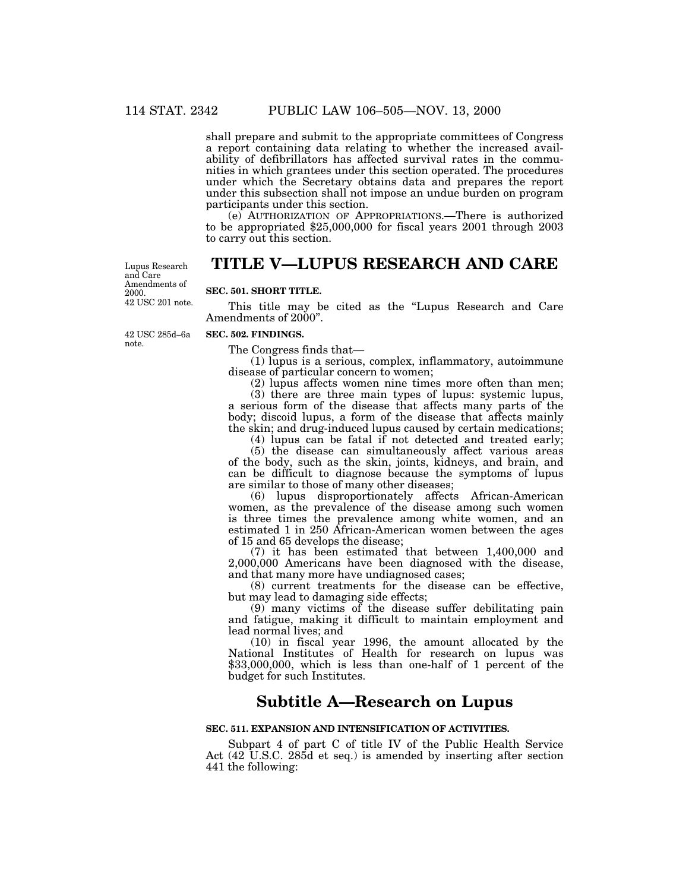shall prepare and submit to the appropriate committees of Congress a report containing data relating to whether the increased availability of defibrillators has affected survival rates in the communities in which grantees under this section operated. The procedures under which the Secretary obtains data and prepares the report under this subsection shall not impose an undue burden on program participants under this section.

(e) AUTHORIZATION OF APPROPRIATIONS.—There is authorized to be appropriated $25,000,000 for fiscal years 2001 through 2003 to carry out this section.

Lupus Research and Care Amendments of 2000. 42 USC 201 note.

# TITLE V—LUPUS RESEARCH AND CARE

### SEC. 501. SHORT TITLE.

This title may be cited as the "Lupus Research and Care Amendments of 2000".

42 USC 285d–6a note.

### SEC. 502. FINDINGS.

The Congress finds that—

(1) lupus is a serious, complex, inflammatory, autoimmune disease of particular concern to women;

(2) lupus affects women nine times more often than men;

(3) there are three main types of lupus: systemic lupus, a serious form of the disease that affects many parts of the body; discoid lupus, a form of the disease that affects mainly the skin; and drug-induced lupus caused by certain medications;

(4) lupus can be fatal if not detected and treated early;

(5) the disease can simultaneously affect various areas of the body, such as the skin, joints, kidneys, and brain, and can be difficult to diagnose because the symptoms of lupus are similar to those of many other diseases;

(6) lupus disproportionately affects African-American women, as the prevalence of the disease among such women is three times the prevalence among white women, and an estimated 1 in 250 African-American women between the ages of 15 and 65 develops the disease;

(7) it has been estimated that between 1,400,000 and 2,000,000 Americans have been diagnosed with the disease, and that many more have undiagnosed cases;

(8) current treatments for the disease can be effective, but may lead to damaging side effects;

(9) many victims of the disease suffer debilitating pain and fatigue, making it difficult to maintain employment and lead normal lives; and

(10) in fiscal year 1996, the amount allocated by the National Institutes of Health for research on lupus was $33,000,000, which is less than one-half of 1 percent of the budget for such Institutes.

## Subtitle A—Research on Lupus

### SEC. 511. EXPANSION AND INTENSIFICATION OF ACTIVITIES.

Subpart 4 of part C of title IV of the Public Health Service Act (42 U.S.C. 285d et seq.) is amended by inserting after section 441 the following: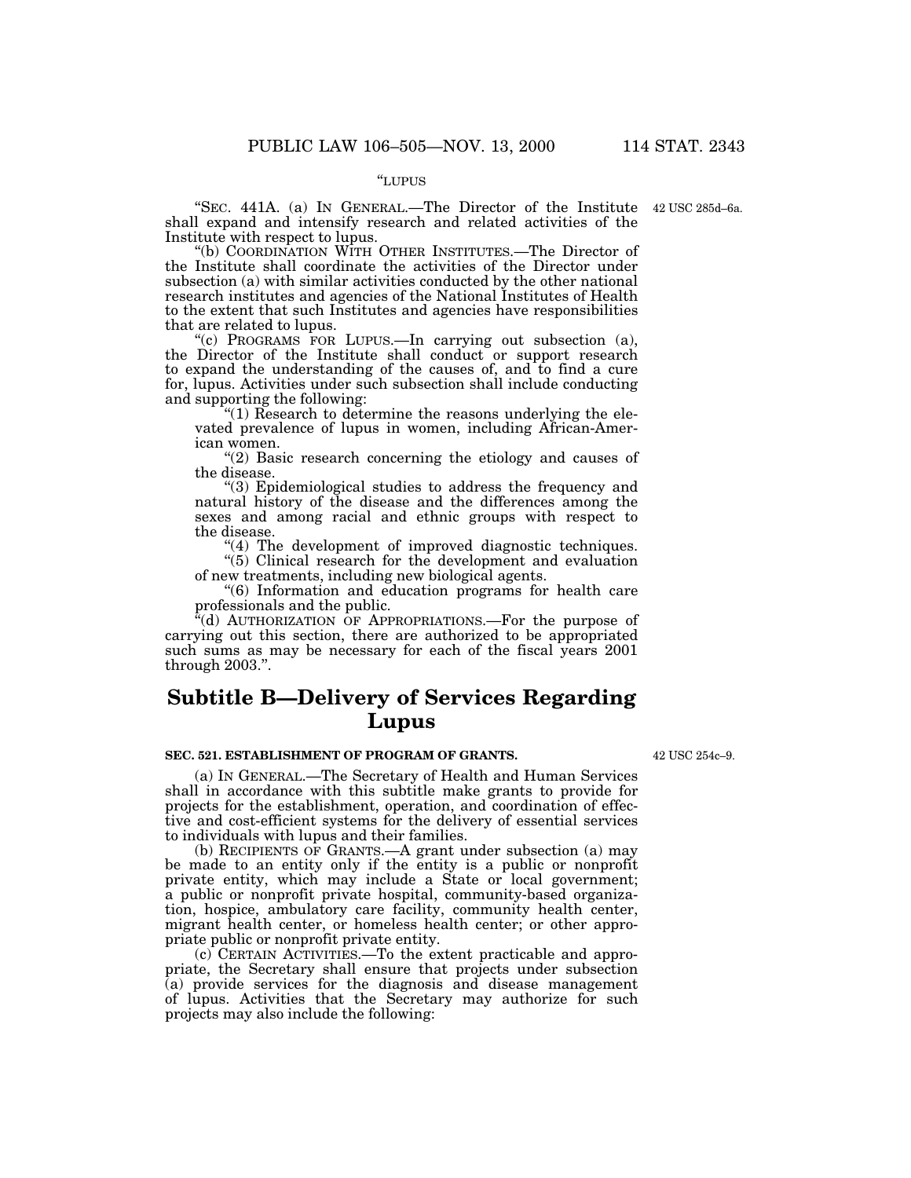"LUPUS

"SEC. 441A. (a) IN GENERAL.—The Director of the Institute shall expand and intensify research and related activities of the Institute with respect to lupus.

42 USC 285d–6a.

"(b) COORDINATION WITH OTHER INSTITUTES.—The Director of the Institute shall coordinate the activities of the Director under subsection (a) with similar activities conducted by the other national research institutes and agencies of the National Institutes of Health to the extent that such Institutes and agencies have responsibilities that are related to lupus.

"(c) PROGRAMS FOR LUPUS.—In carrying out subsection (a), the Director of the Institute shall conduct or support research to expand the understanding of the causes of, and to find a cure for, lupus. Activities under such subsection shall include conducting and supporting the following:

"(1) Research to determine the reasons underlying the elevated prevalence of lupus in women, including African-American women.

"(2) Basic research concerning the etiology and causes of the disease.

"(3) Epidemiological studies to address the frequency and natural history of the disease and the differences among the sexes and among racial and ethnic groups with respect to the disease.

"(4) The development of improved diagnostic techniques.

"(5) Clinical research for the development and evaluation of new treatments, including new biological agents.

"(6) Information and education programs for health care professionals and the public.

"(d) AUTHORIZATION OF APPROPRIATIONS.—For the purpose of carrying out this section, there are authorized to be appropriated such sums as may be necessary for each of the fiscal years 2001 through 2003.".

## Subtitle B—Delivery of Services Regarding Lupus

### SEC. 521. ESTABLISHMENT OF PROGRAM OF GRANTS.

42 USC 254c–9.

(a) IN GENERAL.—The Secretary of Health and Human Services shall in accordance with this subtitle make grants to provide for projects for the establishment, operation, and coordination of effective and cost-efficient systems for the delivery of essential services to individuals with lupus and their families.

(b) RECIPIENTS OF GRANTS.—A grant under subsection (a) may be made to an entity only if the entity is a public or nonprofit private entity, which may include a State or local government; a public or nonprofit private hospital, community-based organization, hospice, ambulatory care facility, community health center, migrant health center, or homeless health center; or other appropriate public or nonprofit private entity.

(c) CERTAIN ACTIVITIES.—To the extent practicable and appropriate, the Secretary shall ensure that projects under subsection (a) provide services for the diagnosis and disease management of lupus. Activities that the Secretary may authorize for such projects may also include the following: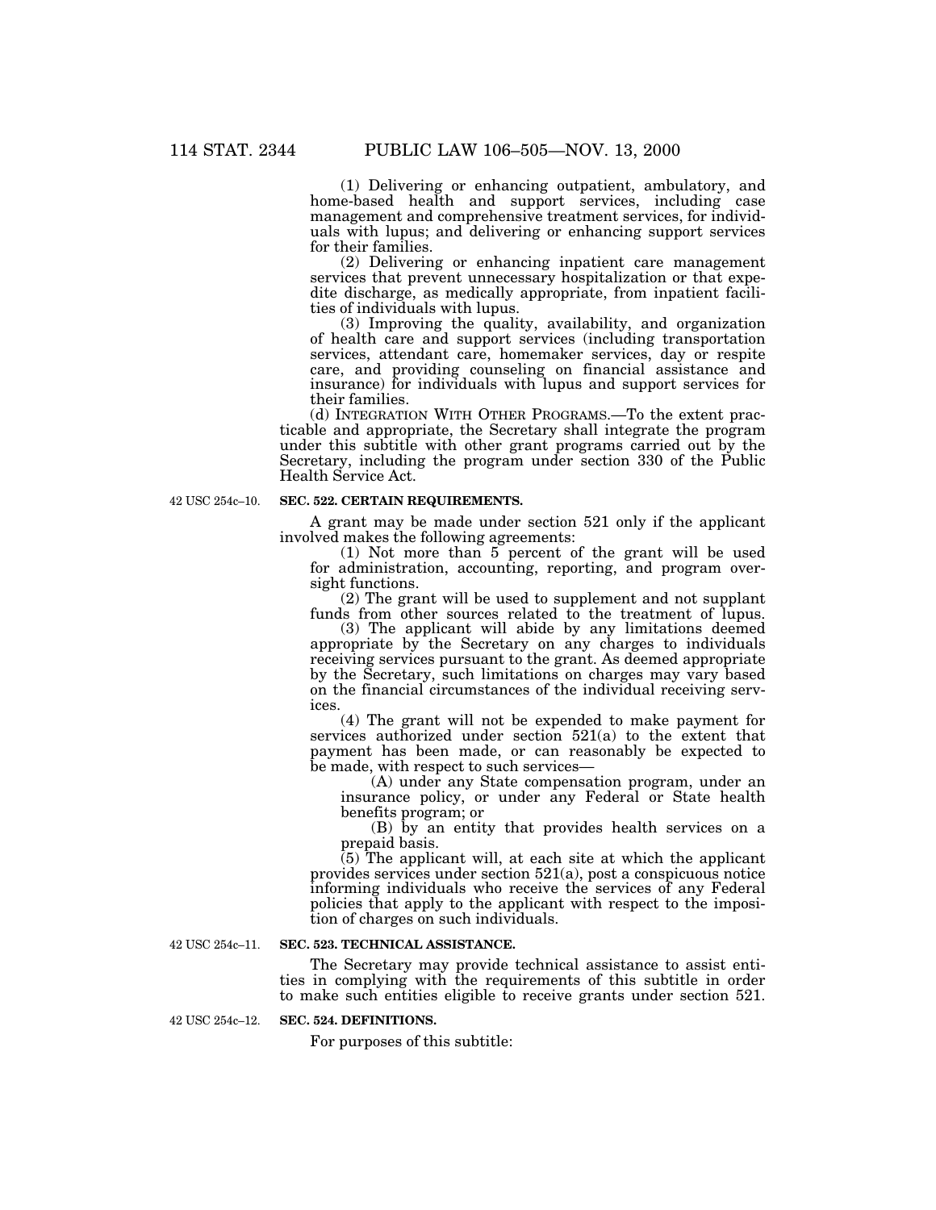(1) Delivering or enhancing outpatient, ambulatory, and home-based health and support services, including case management and comprehensive treatment services, for individuals with lupus; and delivering or enhancing support services for their families.

(2) Delivering or enhancing inpatient care management services that prevent unnecessary hospitalization or that expedite discharge, as medically appropriate, from inpatient facilities of individuals with lupus.

(3) Improving the quality, availability, and organization of health care and support services (including transportation services, attendant care, homemaker services, day or respite care, and providing counseling on financial assistance and insurance) for individuals with lupus and support services for their families.

(d) INTEGRATION WITH OTHER PROGRAMS.—To the extent practicable and appropriate, the Secretary shall integrate the program under this subtitle with other grant programs carried out by the Secretary, including the program under section 330 of the Public Health Service Act.

42 USC 254c–10.

**SEC. 522. CERTAIN REQUIREMENTS.**

A grant may be made under section 521 only if the applicant involved makes the following agreements:

(1) Not more than 5 percent of the grant will be used for administration, accounting, reporting, and program oversight functions.

(2) The grant will be used to supplement and not supplant funds from other sources related to the treatment of lupus.

(3) The applicant will abide by any limitations deemed appropriate by the Secretary on any charges to individuals receiving services pursuant to the grant. As deemed appropriate by the Secretary, such limitations on charges may vary based on the financial circumstances of the individual receiving services.

(4) The grant will not be expended to make payment for services authorized under section 521(a) to the extent that payment has been made, or can reasonably be expected to be made, with respect to such services—

(A) under any State compensation program, under an insurance policy, or under any Federal or State health benefits program; or

(B) by an entity that provides health services on a prepaid basis.

(5) The applicant will, at each site at which the applicant provides services under section 521(a), post a conspicuous notice informing individuals who receive the services of any Federal policies that apply to the applicant with respect to the imposition of charges on such individuals.

42 USC 254c–11.

**SEC. 523. TECHNICAL ASSISTANCE.**

The Secretary may provide technical assistance to assist entities in complying with the requirements of this subtitle in order to make such entities eligible to receive grants under section 521.

42 USC 254c–12.

**SEC. 524. DEFINITIONS.**

For purposes of this subtitle: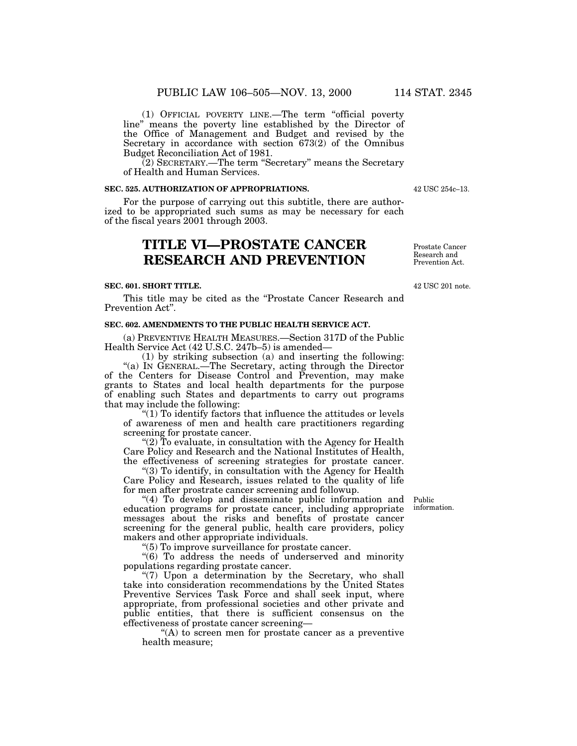(1) OFFICIAL POVERTY LINE.—The term "official poverty line" means the poverty line established by the Director of the Office of Management and Budget and revised by the Secretary in accordance with section 673(2) of the Omnibus Budget Reconciliation Act of 1981.

(2) SECRETARY.—The term "Secretary" means the Secretary of Health and Human Services.

**SEC. 525. AUTHORIZATION OF APPROPRIATIONS.**

42 USC 254c–13.

For the purpose of carrying out this subtitle, there are authorized to be appropriated such sums as may be necessary for each of the fiscal years 2001 through 2003.

# TITLE VI—PROSTATE CANCER RESEARCH AND PREVENTION

Prostate Cancer Research and Prevention Act.

**SEC. 601. SHORT TITLE.**

42 USC 201 note.

This title may be cited as the "Prostate Cancer Research and Prevention Act".

**SEC. 602. AMENDMENTS TO THE PUBLIC HEALTH SERVICE ACT.**

(a) PREVENTIVE HEALTH MEASURES.—Section 317D of the Public Health Service Act (42 U.S.C. 247b–5) is amended—

(1) by striking subsection (a) and inserting the following:

"(a) IN GENERAL.—The Secretary, acting through the Director of the Centers for Disease Control and Prevention, may make grants to States and local health departments for the purpose of enabling such States and departments to carry out programs that may include the following:

"(1) To identify factors that influence the attitudes or levels of awareness of men and health care practitioners regarding screening for prostate cancer.

"(2) To evaluate, in consultation with the Agency for Health Care Policy and Research and the National Institutes of Health, the effectiveness of screening strategies for prostate cancer.

"(3) To identify, in consultation with the Agency for Health Care Policy and Research, issues related to the quality of life for men after prostrate cancer screening and followup.

Public information.

"(4) To develop and disseminate public information and education programs for prostate cancer, including appropriate messages about the risks and benefits of prostate cancer screening for the general public, health care providers, policy makers and other appropriate individuals.

"(5) To improve surveillance for prostate cancer.

"(6) To address the needs of underserved and minority populations regarding prostate cancer.

"(7) Upon a determination by the Secretary, who shall take into consideration recommendations by the United States Preventive Services Task Force and shall seek input, where appropriate, from professional societies and other private and public entities, that there is sufficient consensus on the effectiveness of prostate cancer screening—

"(A) to screen men for prostate cancer as a preventive health measure;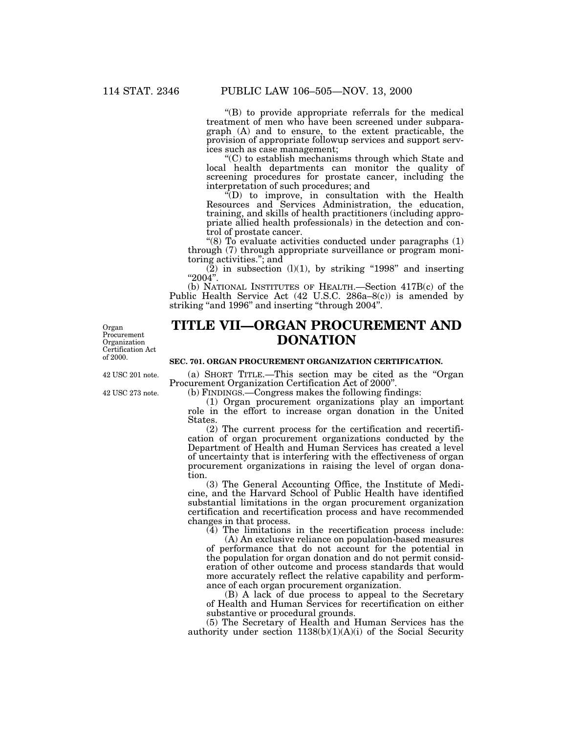"(B) to provide appropriate referrals for the medical treatment of men who have been screened under subparagraph (A) and to ensure, to the extent practicable, the provision of appropriate followup services and support services such as case management;

"(C) to establish mechanisms through which State and local health departments can monitor the quality of screening procedures for prostate cancer, including the interpretation of such procedures; and

"(D) to improve, in consultation with the Health Resources and Services Administration, the education, training, and skills of health practitioners (including appropriate allied health professionals) in the detection and control of prostate cancer.

"(8) To evaluate activities conducted under paragraphs (1) through (7) through appropriate surveillance or program monitoring activities."; and

(2) in subsection (l)(1), by striking "1998" and inserting "2004".

(b) NATIONAL INSTITUTES OF HEALTH.—Section 417B(c) of the Public Health Service Act (42 U.S.C. 286a–8(c)) is amended by striking "and 1996" and inserting "through 2004".

Organ Procurement Organization Certification Act of 2000.

# TITLE VII—ORGAN PROCUREMENT AND DONATION

### SEC. 701. ORGAN PROCUREMENT ORGANIZATION CERTIFICATION.

42 USC 201 note.

(a) SHORT TITLE.—This section may be cited as the "Organ Procurement Organization Certification Act of 2000".

42 USC 273 note.

(b) FINDINGS.—Congress makes the following findings:

(1) Organ procurement organizations play an important role in the effort to increase organ donation in the United States.

(2) The current process for the certification and recertification of organ procurement organizations conducted by the Department of Health and Human Services has created a level of uncertainty that is interfering with the effectiveness of organ procurement organizations in raising the level of organ donation.

(3) The General Accounting Office, the Institute of Medicine, and the Harvard School of Public Health have identified substantial limitations in the organ procurement organization certification and recertification process and have recommended changes in that process.

(4) The limitations in the recertification process include:

(A) An exclusive reliance on population-based measures of performance that do not account for the potential in the population for organ donation and do not permit consideration of other outcome and process standards that would more accurately reflect the relative capability and performance of each organ procurement organization.

(B) A lack of due process to appeal to the Secretary of Health and Human Services for recertification on either substantive or procedural grounds.

(5) The Secretary of Health and Human Services has the authority under section 1138(b)(1)(A)(i) of the Social Security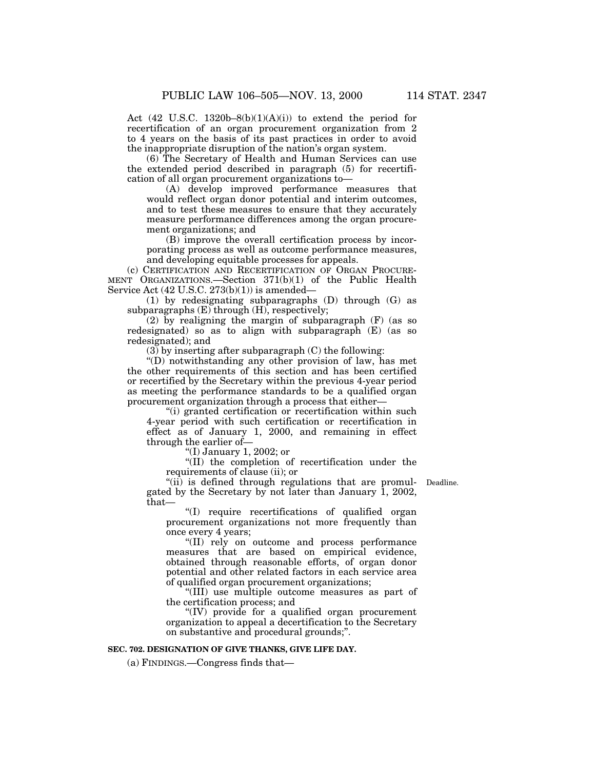Act (42 U.S.C. 1320b–8(b)(1)(A)(i)) to extend the period for recertification of an organ procurement organization from 2 to 4 years on the basis of its past practices in order to avoid the inappropriate disruption of the nation's organ system.

(6) The Secretary of Health and Human Services can use the extended period described in paragraph (5) for recertification of all organ procurement organizations to—

(A) develop improved performance measures that would reflect organ donor potential and interim outcomes, and to test these measures to ensure that they accurately measure performance differences among the organ procurement organizations; and

(B) improve the overall certification process by incorporating process as well as outcome performance measures, and developing equitable processes for appeals.

(c) CERTIFICATION AND RECERTIFICATION OF ORGAN PROCUREMENT ORGANIZATIONS.—Section 371(b)(1) of the Public Health Service Act (42 U.S.C. 273(b)(1)) is amended—

(1) by redesignating subparagraphs (D) through (G) as subparagraphs (E) through (H), respectively;

(2) by realigning the margin of subparagraph (F) (as so redesignated) so as to align with subparagraph (E) (as so redesignated); and

(3) by inserting after subparagraph (C) the following:

"(D) notwithstanding any other provision of law, has met the other requirements of this section and has been certified or recertified by the Secretary within the previous 4-year period as meeting the performance standards to be a qualified organ procurement organization through a process that either—

"(i) granted certification or recertification within such 4-year period with such certification or recertification in effect as of January 1, 2000, and remaining in effect through the earlier of—

"(I) January 1, 2002; or

"(II) the completion of recertification under the requirements of clause (ii); or

Deadline.

"(ii) is defined through regulations that are promulgated by the Secretary by not later than January 1, 2002, that—

"(I) require recertifications of qualified organ procurement organizations not more frequently than once every 4 years;

"(II) rely on outcome and process performance measures that are based on empirical evidence, obtained through reasonable efforts, of organ donor potential and other related factors in each service area of qualified organ procurement organizations;

"(III) use multiple outcome measures as part of the certification process; and

"(IV) provide for a qualified organ procurement organization to appeal a decertification to the Secretary on substantive and procedural grounds;".

**SEC. 702. DESIGNATION OF GIVE THANKS, GIVE LIFE DAY.**

(a) FINDINGS.—Congress finds that—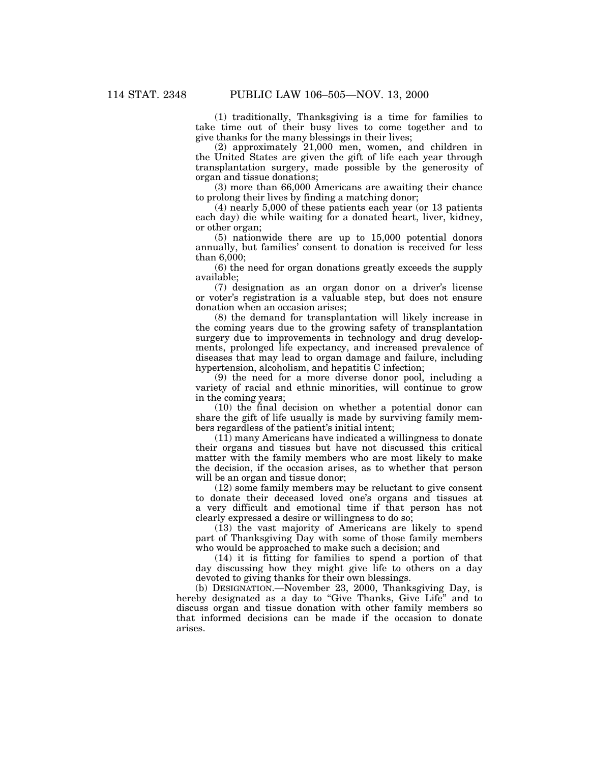(1) traditionally, Thanksgiving is a time for families to take time out of their busy lives to come together and to give thanks for the many blessings in their lives;

(2) approximately 21,000 men, women, and children in the United States are given the gift of life each year through transplantation surgery, made possible by the generosity of organ and tissue donations;

(3) more than 66,000 Americans are awaiting their chance to prolong their lives by finding a matching donor;

(4) nearly 5,000 of these patients each year (or 13 patients each day) die while waiting for a donated heart, liver, kidney, or other organ;

(5) nationwide there are up to 15,000 potential donors annually, but families' consent to donation is received for less than 6,000;

(6) the need for organ donations greatly exceeds the supply available;

(7) designation as an organ donor on a driver's license or voter's registration is a valuable step, but does not ensure donation when an occasion arises;

(8) the demand for transplantation will likely increase in the coming years due to the growing safety of transplantation surgery due to improvements in technology and drug developments, prolonged life expectancy, and increased prevalence of diseases that may lead to organ damage and failure, including hypertension, alcoholism, and hepatitis C infection;

(9) the need for a more diverse donor pool, including a variety of racial and ethnic minorities, will continue to grow in the coming years;

(10) the final decision on whether a potential donor can share the gift of life usually is made by surviving family members regardless of the patient's initial intent;

(11) many Americans have indicated a willingness to donate their organs and tissues but have not discussed this critical matter with the family members who are most likely to make the decision, if the occasion arises, as to whether that person will be an organ and tissue donor;

(12) some family members may be reluctant to give consent to donate their deceased loved one's organs and tissues at a very difficult and emotional time if that person has not clearly expressed a desire or willingness to do so;

(13) the vast majority of Americans are likely to spend part of Thanksgiving Day with some of those family members who would be approached to make such a decision; and

(14) it is fitting for families to spend a portion of that day discussing how they might give life to others on a day devoted to giving thanks for their own blessings.

(b) DESIGNATION.—November 23, 2000, Thanksgiving Day, is hereby designated as a day to "Give Thanks, Give Life" and to discuss organ and tissue donation with other family members so that informed decisions can be made if the occasion to donate arises.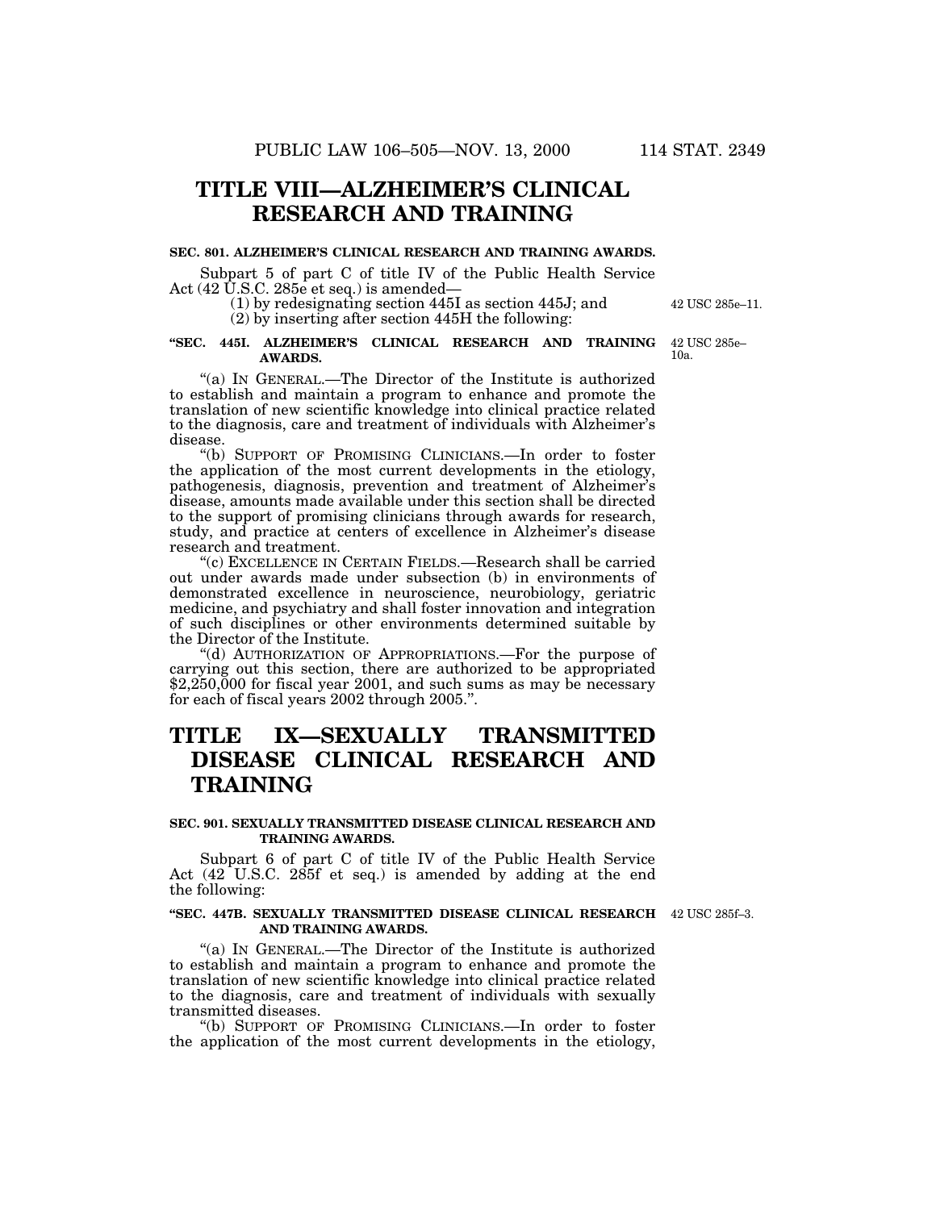# TITLE VIII—ALZHEIMER'S CLINICAL RESEARCH AND TRAINING

**SEC. 801. ALZHEIMER'S CLINICAL RESEARCH AND TRAINING AWARDS.**

Subpart 5 of part C of title IV of the Public Health Service Act (42 U.S.C. 285e et seq.) is amended—

(1) by redesignating section 445I as section 445J; and

42 USC 285e–11.

(2) by inserting after section 445H the following:

**"SEC. 445I. ALZHEIMER'S CLINICAL RESEARCH AND TRAINING AWARDS.**

42 USC 285e–10a.

"(a) IN GENERAL.—The Director of the Institute is authorized to establish and maintain a program to enhance and promote the translation of new scientific knowledge into clinical practice related to the diagnosis, care and treatment of individuals with Alzheimer's disease.

"(b) SUPPORT OF PROMISING CLINICIANS.—In order to foster the application of the most current developments in the etiology, pathogenesis, diagnosis, prevention and treatment of Alzheimer's disease, amounts made available under this section shall be directed to the support of promising clinicians through awards for research, study, and practice at centers of excellence in Alzheimer's disease research and treatment.

"(c) EXCELLENCE IN CERTAIN FIELDS.—Research shall be carried out under awards made under subsection (b) in environments of demonstrated excellence in neuroscience, neurobiology, geriatric medicine, and psychiatry and shall foster innovation and integration of such disciplines or other environments determined suitable by the Director of the Institute.

"(d) AUTHORIZATION OF APPROPRIATIONS.—For the purpose of carrying out this section, there are authorized to be appropriated $2,250,000 for fiscal year 2001, and such sums as may be necessary for each of fiscal years 2002 through 2005.".

# TITLE IX—SEXUALLY TRANSMITTED DISEASE CLINICAL RESEARCH AND TRAINING

**SEC. 901. SEXUALLY TRANSMITTED DISEASE CLINICAL RESEARCH AND TRAINING AWARDS.**

Subpart 6 of part C of title IV of the Public Health Service Act (42 U.S.C. 285f et seq.) is amended by adding at the end the following:

**"SEC. 447B. SEXUALLY TRANSMITTED DISEASE CLINICAL RESEARCH AND TRAINING AWARDS.**

42 USC 285f–3.

"(a) IN GENERAL.—The Director of the Institute is authorized to establish and maintain a program to enhance and promote the translation of new scientific knowledge into clinical practice related to the diagnosis, care and treatment of individuals with sexually transmitted diseases.

"(b) SUPPORT OF PROMISING CLINICIANS.—In order to foster the application of the most current developments in the etiology,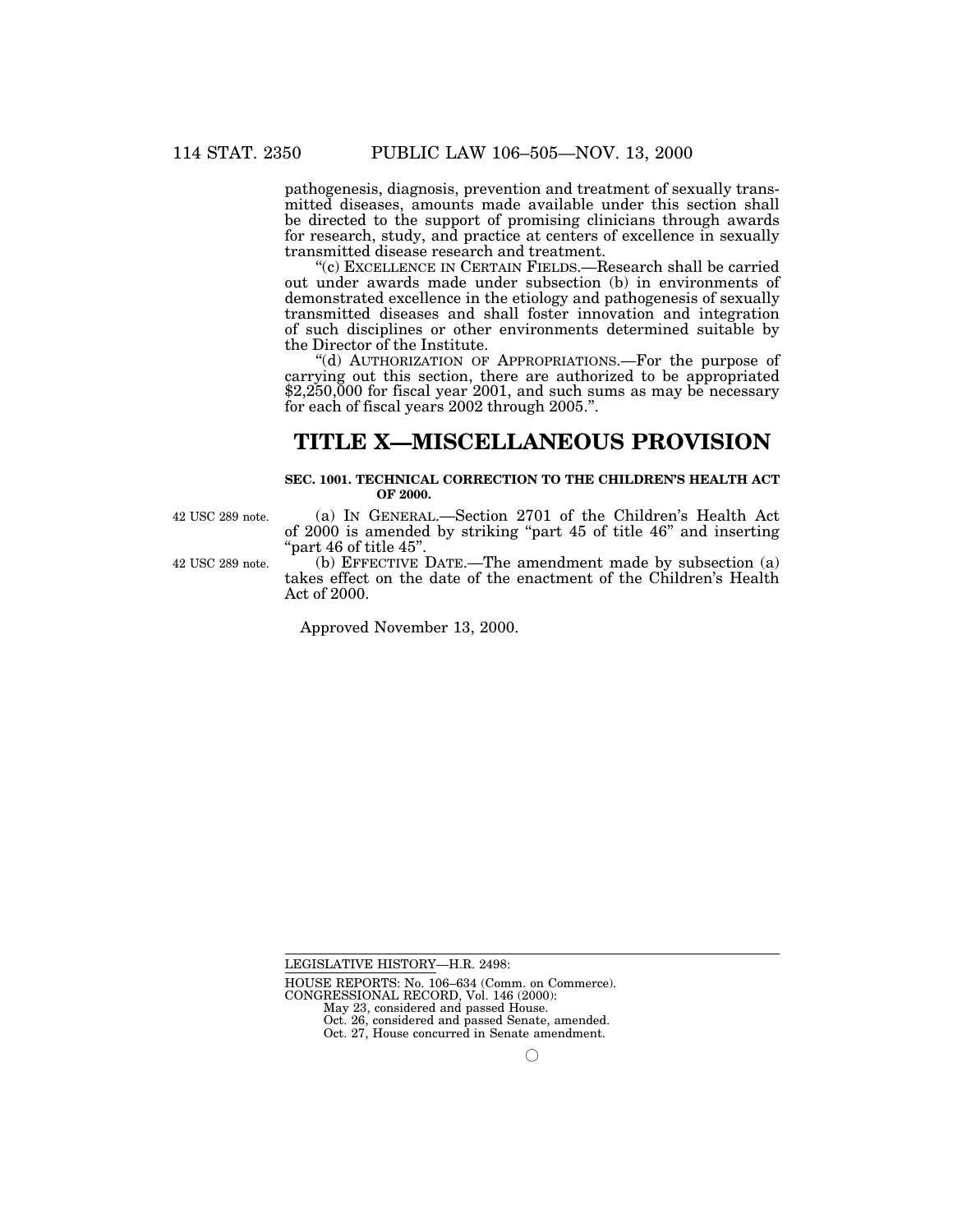pathogenesis, diagnosis, prevention and treatment of sexually transmitted diseases, amounts made available under this section shall be directed to the support of promising clinicians through awards for research, study, and practice at centers of excellence in sexually transmitted disease research and treatment.

"(c) EXCELLENCE IN CERTAIN FIELDS.—Research shall be carried out under awards made under subsection (b) in environments of demonstrated excellence in the etiology and pathogenesis of sexually transmitted diseases and shall foster innovation and integration of such disciplines or other environments determined suitable by the Director of the Institute.

"(d) AUTHORIZATION OF APPROPRIATIONS.—For the purpose of carrying out this section, there are authorized to be appropriated $2,250,000 for fiscal year 2001, and such sums as may be necessary for each of fiscal years 2002 through 2005.".

# TITLE X—MISCELLANEOUS PROVISION

### SEC. 1001. TECHNICAL CORRECTION TO THE CHILDREN'S HEALTH ACT OF 2000.

42 USC 289 note.

(a) IN GENERAL.—Section 2701 of the Children's Health Act of 2000 is amended by striking "part 45 of title 46" and inserting "part 46 of title 45".

42 USC 289 note.

(b) EFFECTIVE DATE.—The amendment made by subsection (a) takes effect on the date of the enactment of the Children's Health Act of 2000.

Approved November 13, 2000.

---

LEGISLATIVE HISTORY—H.R. 2498:

HOUSE REPORTS: No. 106–634 (Comm. on Commerce).
CONGRESSIONAL RECORD, Vol. 146 (2000):
May 23, considered and passed House.
Oct. 26, considered and passed Senate, amended.
Oct. 27, House concurred in Senate amendment.